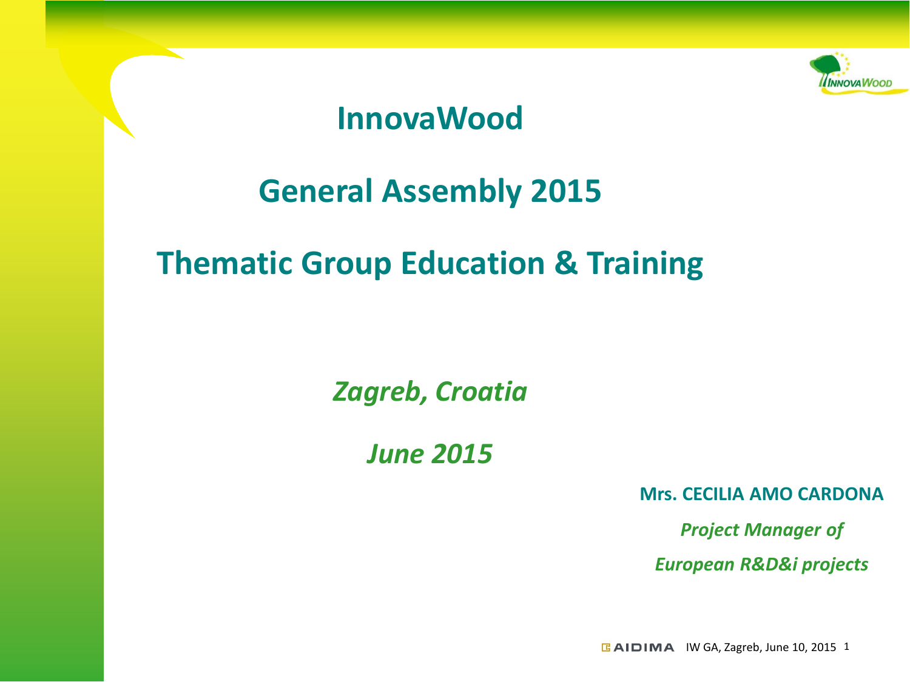# InnovaWood

## General Assembly 2015

## Thematic Group Education & Training

*Zagreb, Croatia*

*June 2015*

**Mrs. CECILIA AMO CARDONA**

*Project Manager of*

*European R&D&i projects*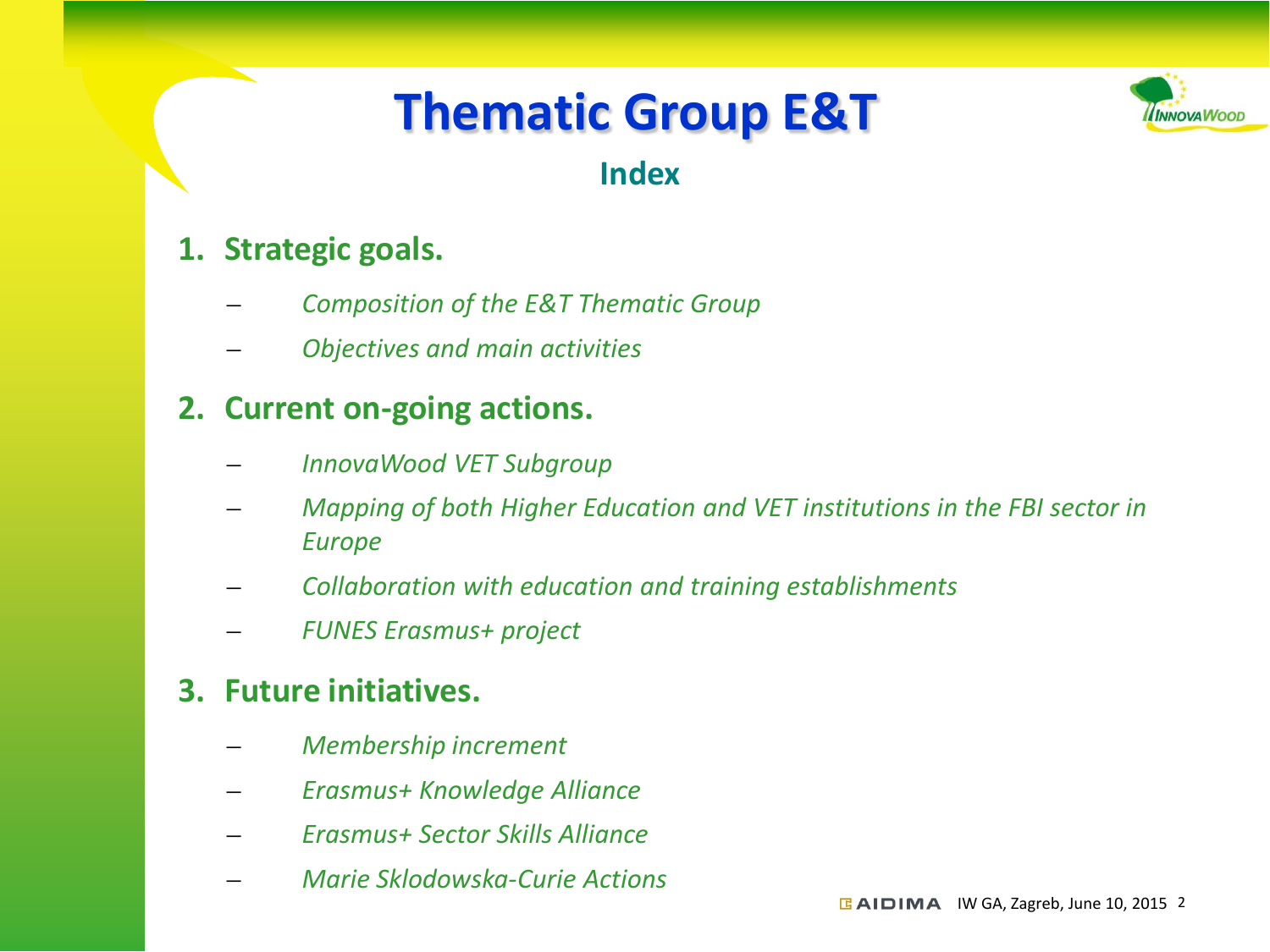# Thematic Group E&T

## Index

1. **Strategic goals.**
   - *Composition of the E&T Thematic Group*
   - *Objectives and main activities*

2. **Current on-going actions.**
   - *InnovaWood VET Subgroup*
   - *Mapping of both Higher Education and VET institutions in the FBI sector in Europe*
   - *Collaboration with education and training establishments*
   - *FUNES Erasmus+ project*

3. **Future initiatives.**
   - *Membership increment*
   - *Erasmus+ Knowledge Alliance*
   - *Erasmus+ Sector Skills Alliance*
   - *Marie Sklodowska-Curie Actions*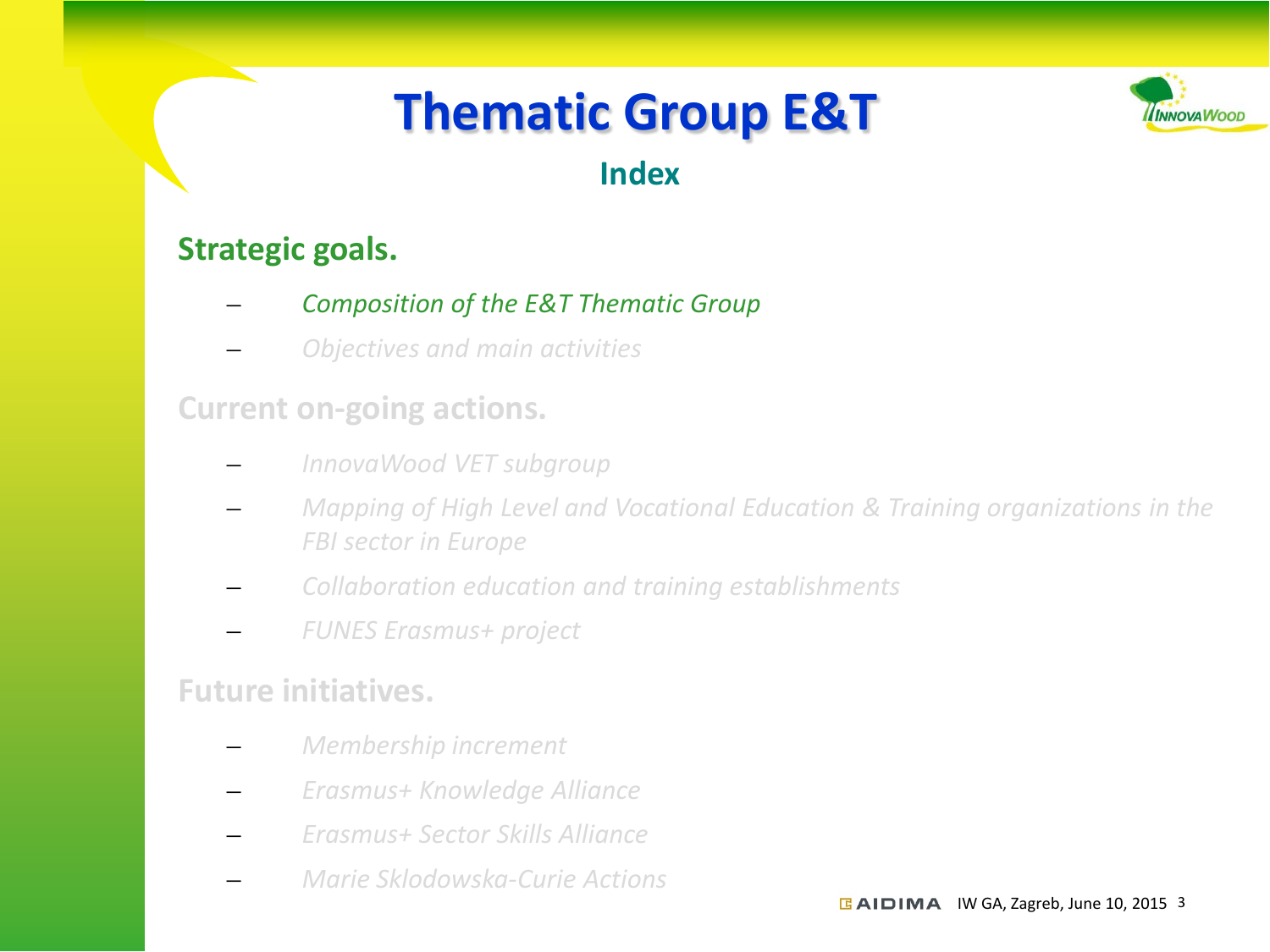# Thematic Group E&T

## Index

### Strategic goals.

- *Composition of the E&T Thematic Group*
- *Objectives and main activities*

### Current on-going actions.

- *InnovaWood VET subgroup*
- *Mapping of High Level and Vocational Education & Training organizations in the FBI sector in Europe*
- *Collaboration education and training establishments*
- *FUNES Erasmus+ project*

### Future initiatives.

- *Membership increment*
- *Erasmus+ Knowledge Alliance*
- *Erasmus+ Sector Skills Alliance*
- *Marie Sklodowska-Curie Actions*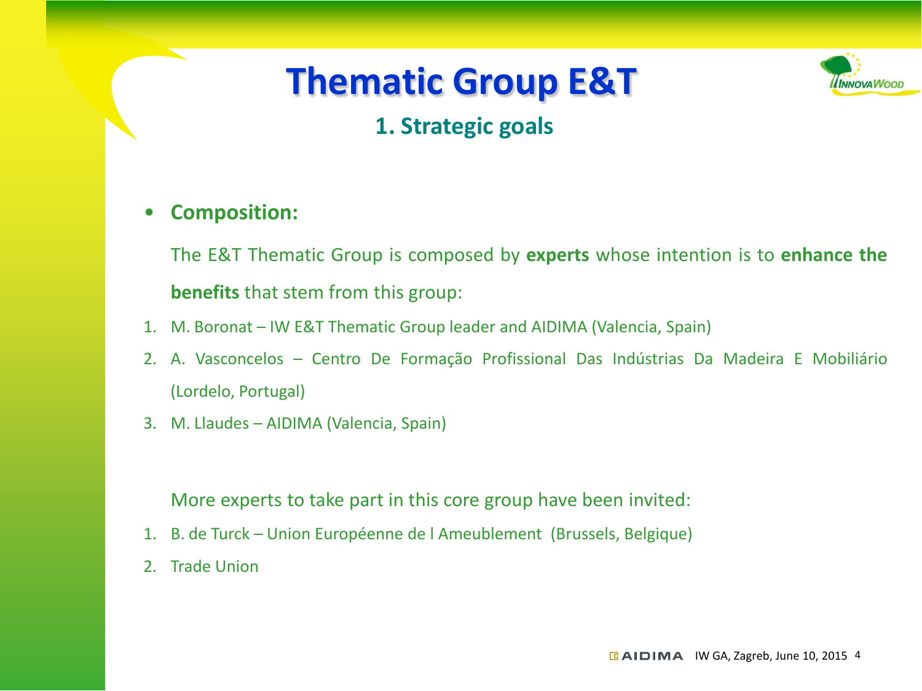# Thematic Group E&T

## 1. Strategic goals

- **Composition:**

  The E&T Thematic Group is composed by **experts** whose intention is to **enhance the benefits** that stem from this group:

1. M. Boronat – IW E&T Thematic Group leader and AIDIMA (Valencia, Spain)
2. A. Vasconcelos – Centro De Formação Profissional Das Indústrias Da Madeira E Mobiliário (Lordelo, Portugal)
3. M. Llaudes – AIDIMA (Valencia, Spain)

More experts to take part in this core group have been invited:

1. B. de Turck – Union Européenne de l Ameublement (Brussels, Belgique)
2. Trade Union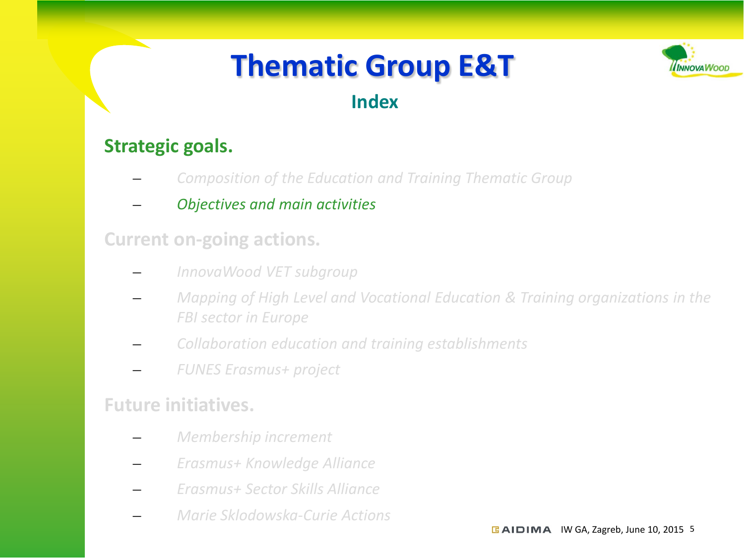# Thematic Group E&T

## Index

### Strategic goals.

- *Composition of the Education and Training Thematic Group*
- *Objectives and main activities*

### Current on-going actions.

- *InnovaWood VET subgroup*
- *Mapping of High Level and Vocational Education & Training organizations in the FBI sector in Europe*
- *Collaboration education and training establishments*
- *FUNES Erasmus+ project*

### Future initiatives.

- *Membership increment*
- *Erasmus+ Knowledge Alliance*
- *Erasmus+ Sector Skills Alliance*
- *Marie Sklodowska-Curie Actions*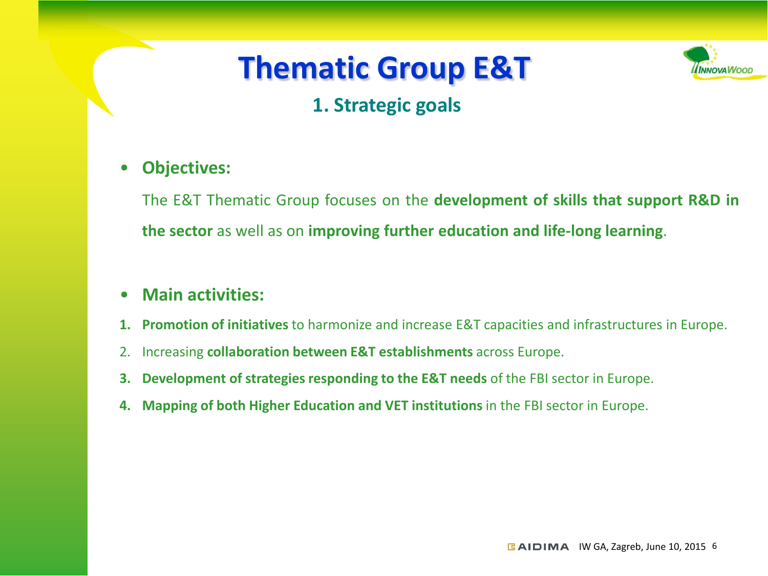# Thematic Group E&T

## 1. Strategic goals

- **Objectives:**

  The E&T Thematic Group focuses on the **development of skills that support R&D in the sector** as well as on **improving further education and life-long learning**.

- **Main activities:**

1. **Promotion of initiatives** to harmonize and increase E&T capacities and infrastructures in Europe.
2. Increasing **collaboration between E&T establishments** across Europe.
3. **Development of strategies responding to the E&T needs** of the FBI sector in Europe.
4. **Mapping of both Higher Education and VET institutions** in the FBI sector in Europe.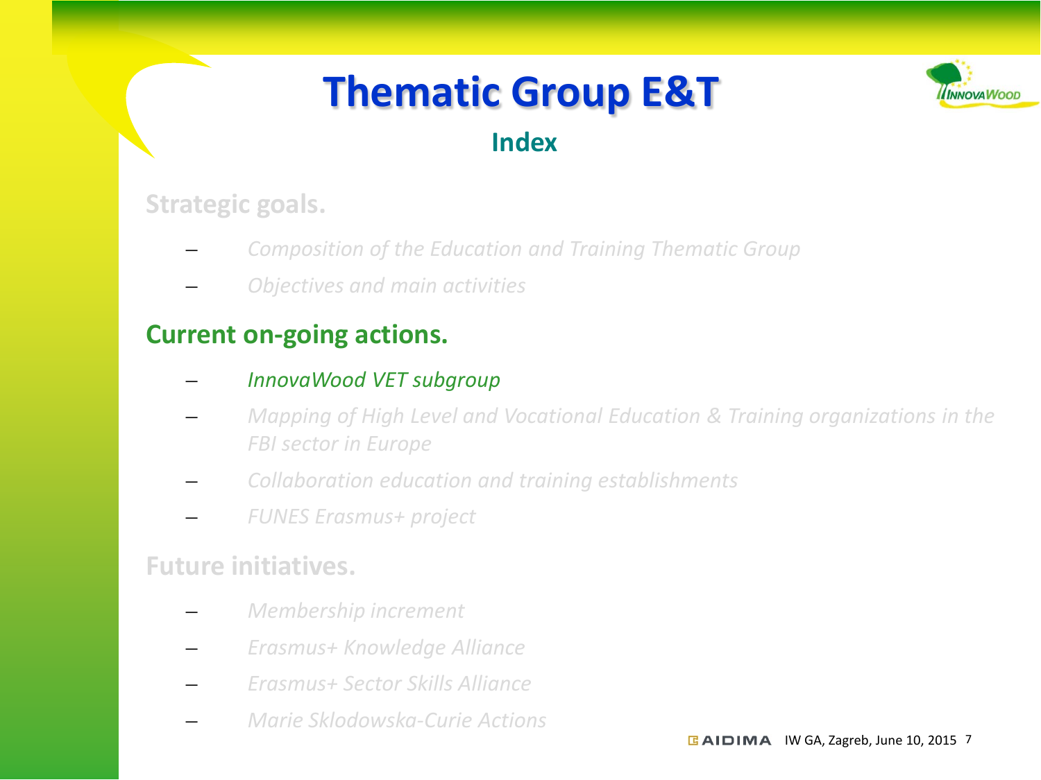# Thematic Group E&T

## Index

### Strategic goals.

- *Composition of the Education and Training Thematic Group*
- *Objectives and main activities*

### Current on-going actions.

- *InnovaWood VET subgroup*
- *Mapping of High Level and Vocational Education & Training organizations in the FBI sector in Europe*
- *Collaboration education and training establishments*
- *FUNES Erasmus+ project*

### Future initiatives.

- *Membership increment*
- *Erasmus+ Knowledge Alliance*
- *Erasmus+ Sector Skills Alliance*
- *Marie Sklodowska-Curie Actions*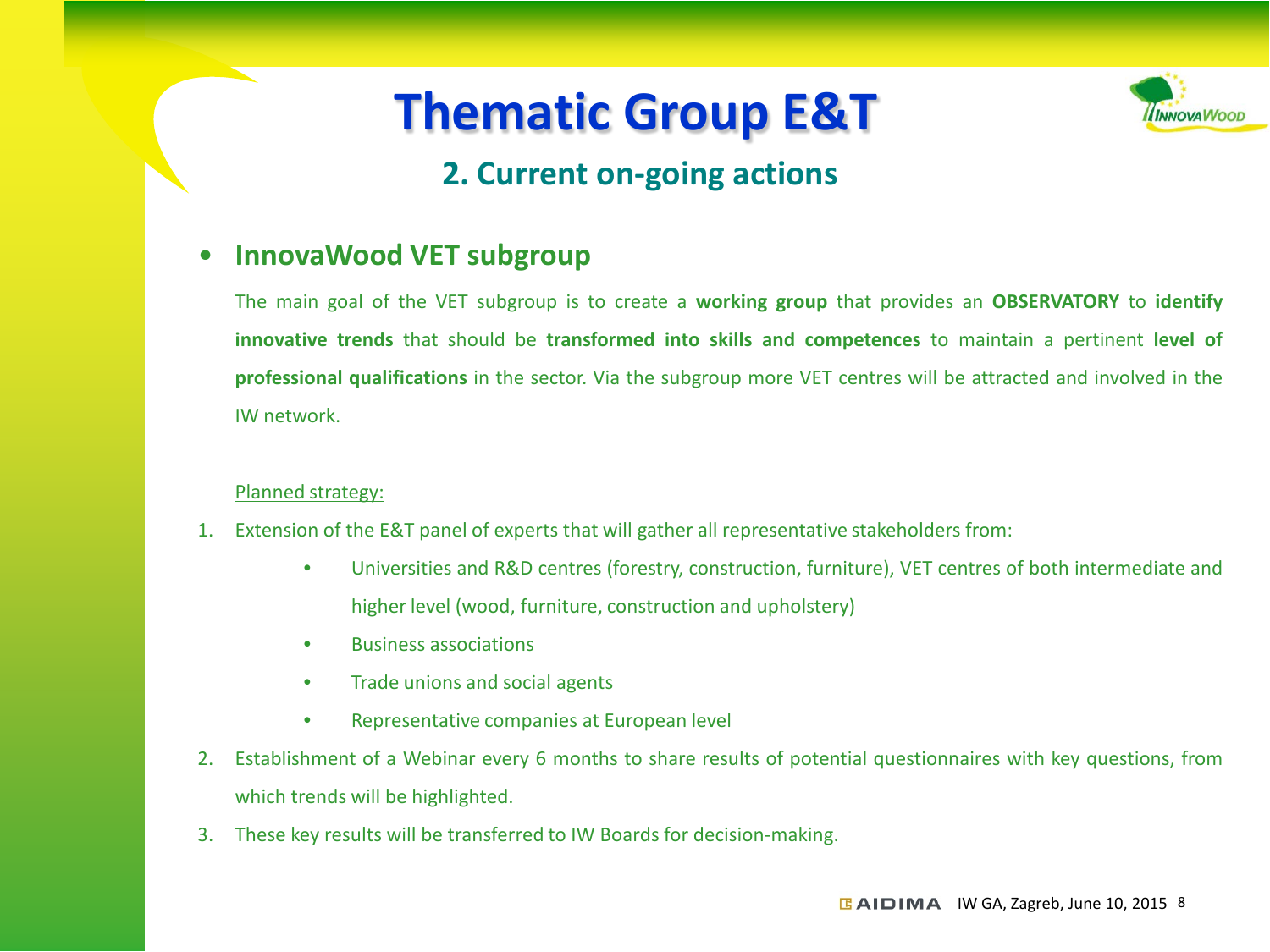# Thematic Group E&T

## 2. Current on-going actions

- **InnovaWood VET subgroup**

The main goal of the VET subgroup is to create a **working group** that provides an **OBSERVATORY** to **identify innovative trends** that should be **transformed into skills and competences** to maintain a pertinent **level of professional qualifications** in the sector. Via the subgroup more VET centres will be attracted and involved in the IW network.

<u>Planned strategy:</u>

1. Extension of the E&T panel of experts that will gather all representative stakeholders from:
   - Universities and R&D centres (forestry, construction, furniture), VET centres of both intermediate and higher level (wood, furniture, construction and upholstery)
   - Business associations
   - Trade unions and social agents
   - Representative companies at European level
2. Establishment of a Webinar every 6 months to share results of potential questionnaires with key questions, from which trends will be highlighted.
3. These key results will be transferred to IW Boards for decision-making.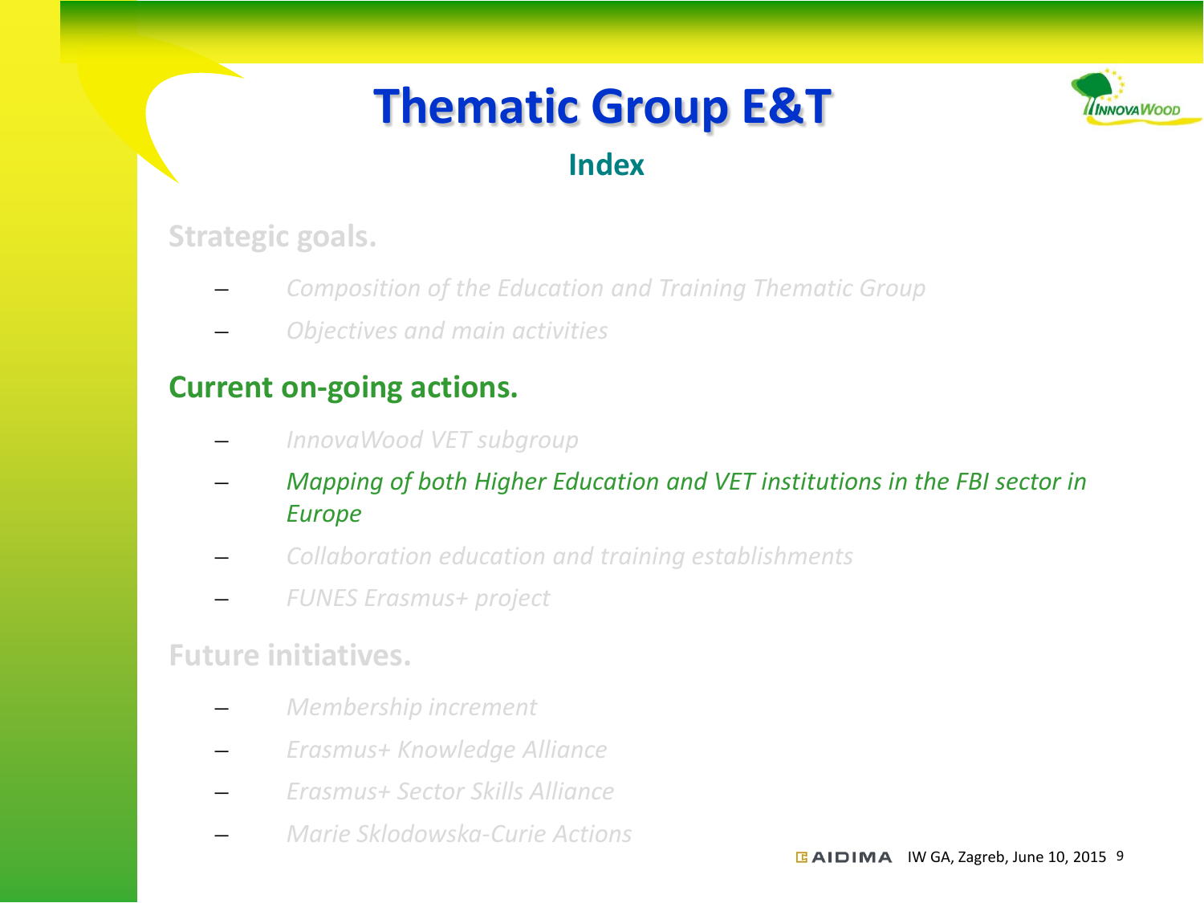# Thematic Group E&T

## Index

### Strategic goals.

- *Composition of the Education and Training Thematic Group*
- *Objectives and main activities*

### Current on-going actions.

- *InnovaWood VET subgroup*
- *Mapping of both Higher Education and VET institutions in the FBI sector in Europe*
- *Collaboration education and training establishments*
- *FUNES Erasmus+ project*

### Future initiatives.

- *Membership increment*
- *Erasmus+ Knowledge Alliance*
- *Erasmus+ Sector Skills Alliance*
- *Marie Sklodowska-Curie Actions*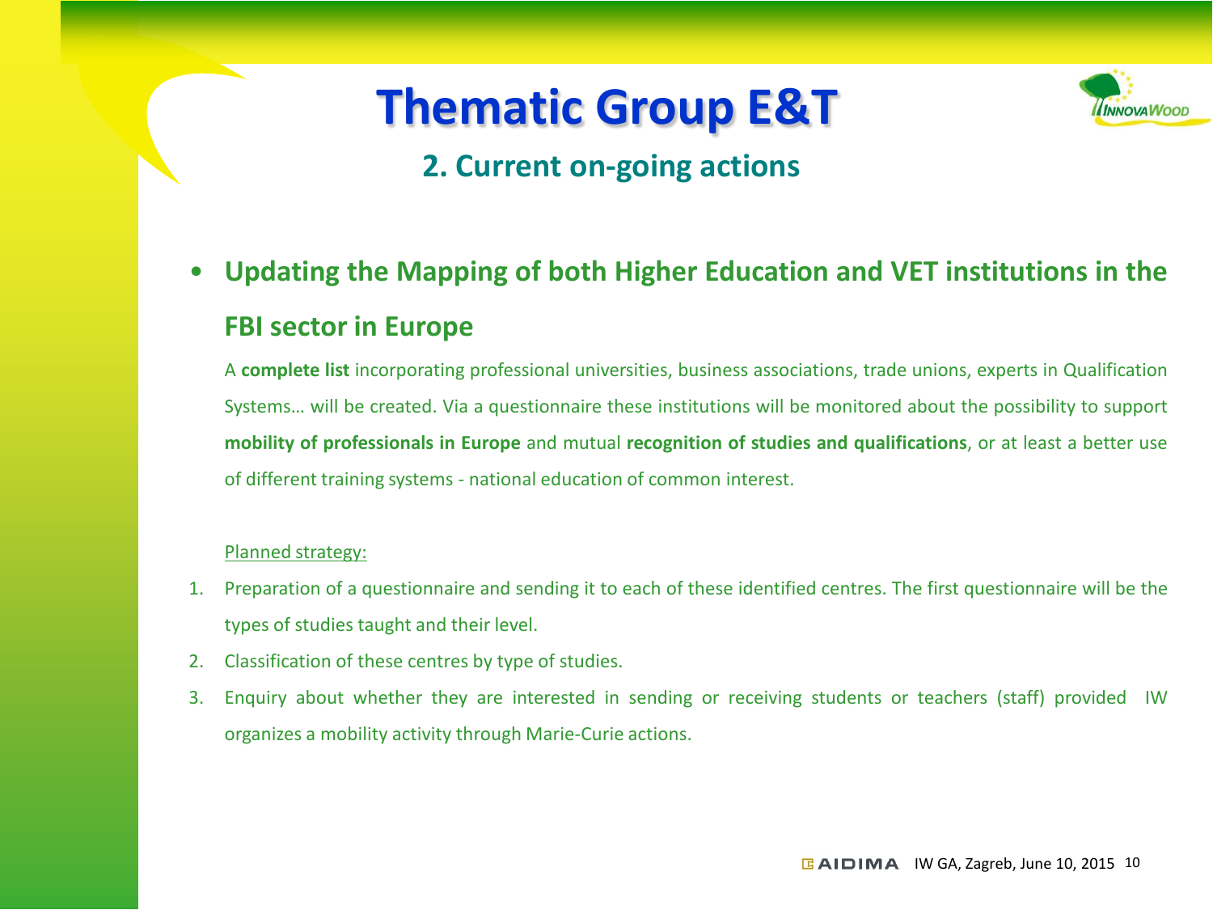# Thematic Group E&T

## 2. Current on-going actions

- **Updating the Mapping of both Higher Education and VET institutions in the FBI sector in Europe**

  A **complete list** incorporating professional universities, business associations, trade unions, experts in Qualification Systems… will be created. Via a questionnaire these institutions will be monitored about the possibility to support **mobility of professionals in Europe** and mutual **recognition of studies and qualifications**, or at least a better use of different training systems - national education of common interest.

  <u>Planned strategy:</u>

1. Preparation of a questionnaire and sending it to each of these identified centres. The first questionnaire will be the types of studies taught and their level.
2. Classification of these centres by type of studies.
3. Enquiry about whether they are interested in sending or receiving students or teachers (staff) provided IW organizes a mobility activity through Marie-Curie actions.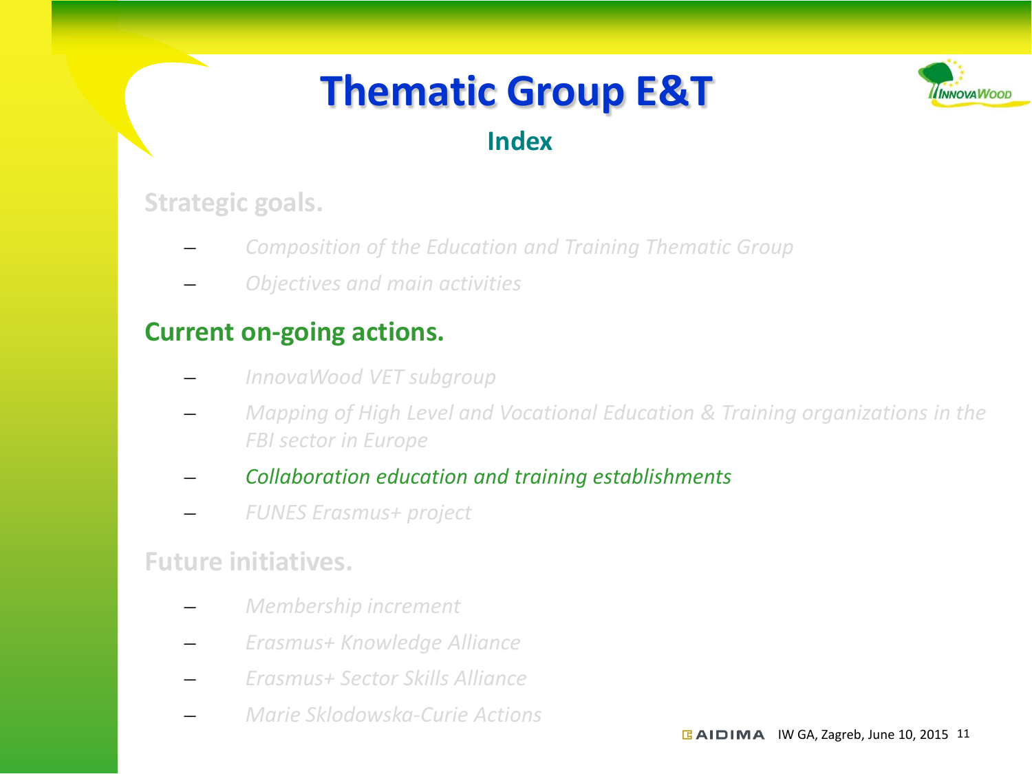# Thematic Group E&T

## Index

**Strategic goals.**

- *Composition of the Education and Training Thematic Group*
- *Objectives and main activities*

**Current on-going actions.**

- *InnovaWood VET subgroup*
- *Mapping of High Level and Vocational Education & Training organizations in the FBI sector in Europe*
- *Collaboration education and training establishments*
- *FUNES Erasmus+ project*

**Future initiatives.**

- *Membership increment*
- *Erasmus+ Knowledge Alliance*
- *Erasmus+ Sector Skills Alliance*
- *Marie Sklodowska-Curie Actions*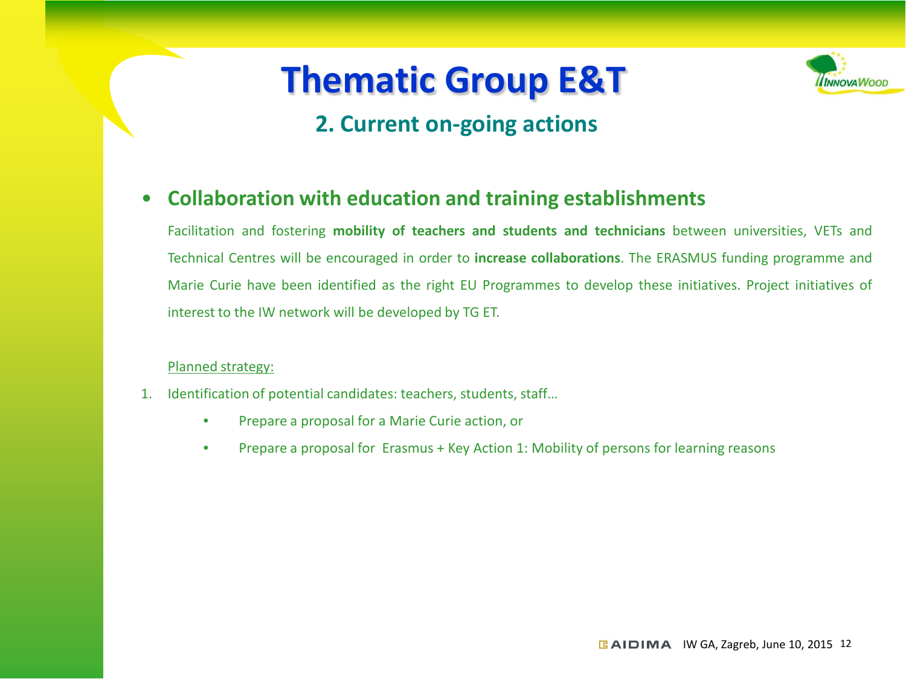# Thematic Group E&T

## 2. Current on-going actions

- **Collaboration with education and training establishments**

  Facilitation and fostering **mobility of teachers and students and technicians** between universities, VETs and Technical Centres will be encouraged in order to **increase collaborations**. The ERASMUS funding programme and Marie Curie have been identified as the right EU Programmes to develop these initiatives. Project initiatives of interest to the IW network will be developed by TG ET.

  <u>Planned strategy:</u>

1. Identification of potential candidates: teachers, students, staff…
   - Prepare a proposal for a Marie Curie action, or
   - Prepare a proposal for Erasmus + Key Action 1: Mobility of persons for learning reasons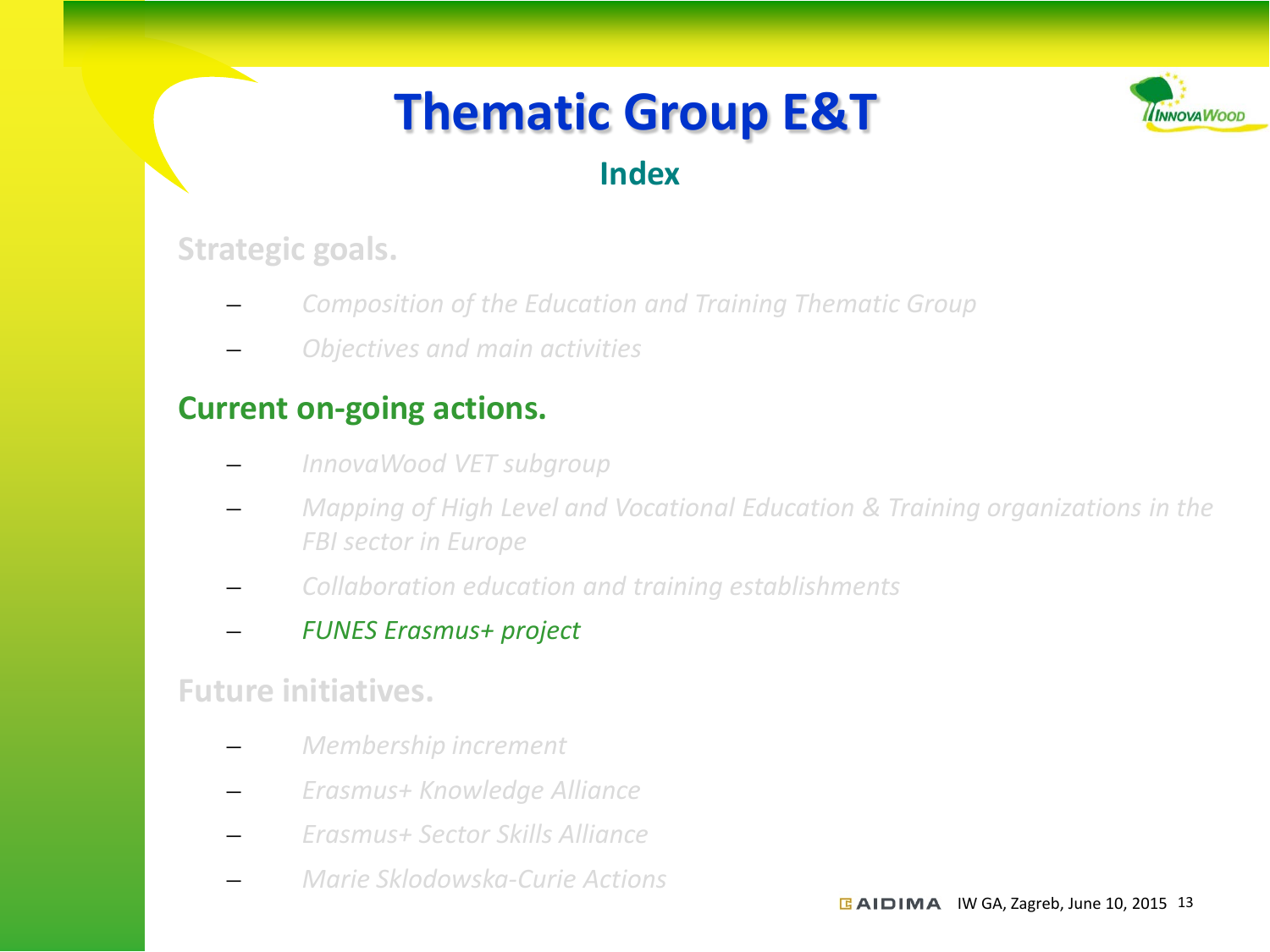# Thematic Group E&T

## Index

### Strategic goals.

- *Composition of the Education and Training Thematic Group*
- *Objectives and main activities*

### Current on-going actions.

- *InnovaWood VET subgroup*
- *Mapping of High Level and Vocational Education & Training organizations in the FBI sector in Europe*
- *Collaboration education and training establishments*
- *FUNES Erasmus+ project*

### Future initiatives.

- *Membership increment*
- *Erasmus+ Knowledge Alliance*
- *Erasmus+ Sector Skills Alliance*
- *Marie Sklodowska-Curie Actions*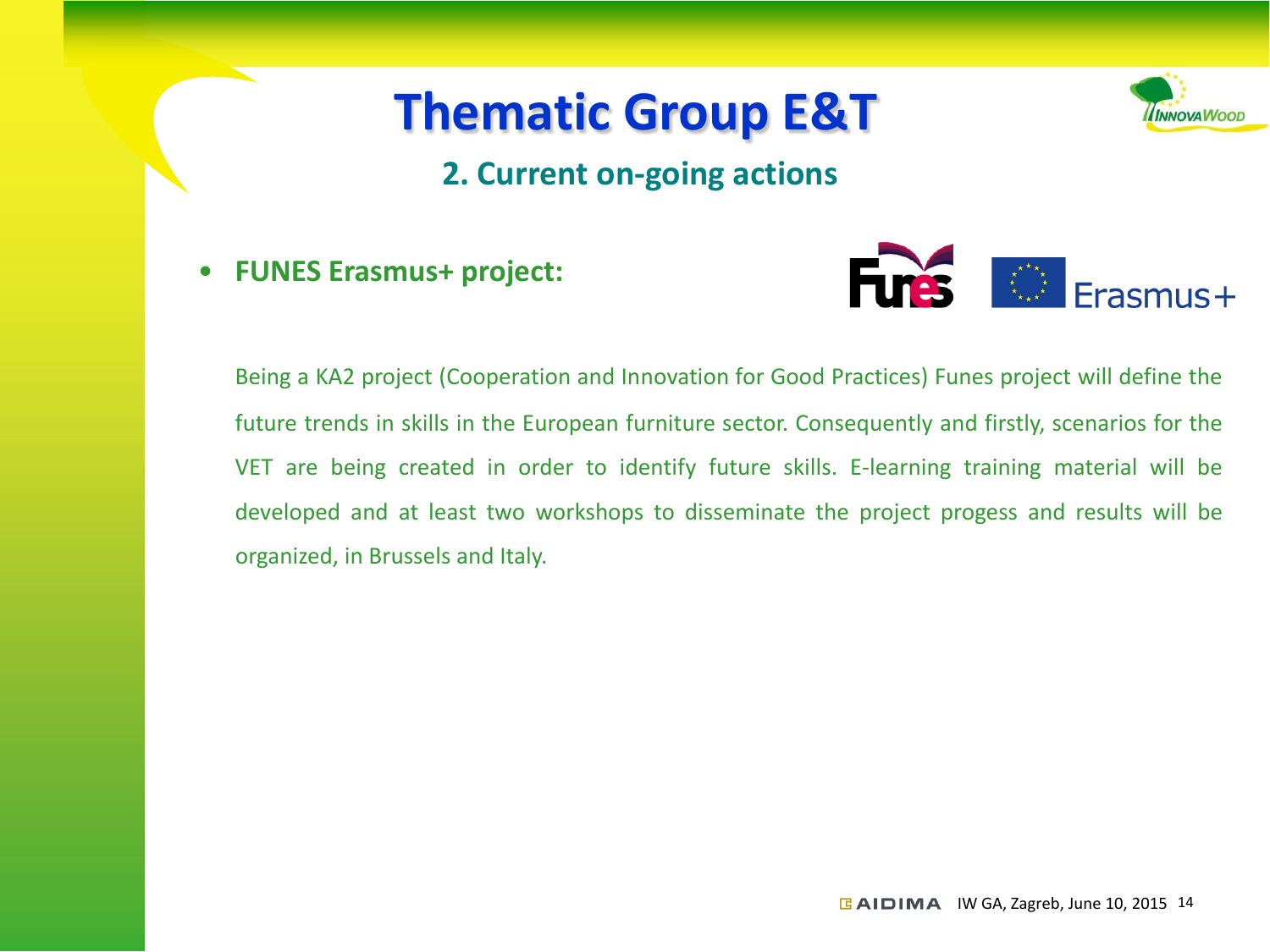# Thematic Group E&T

## 2. Current on-going actions

- **FUNES Erasmus+ project:**

Being a KA2 project (Cooperation and Innovation for Good Practices) Funes project will define the future trends in skills in the European furniture sector. Consequently and firstly, scenarios for the VET are being created in order to identify future skills. E-learning training material will be developed and at least two workshops to disseminate the project progess and results will be organized, in Brussels and Italy.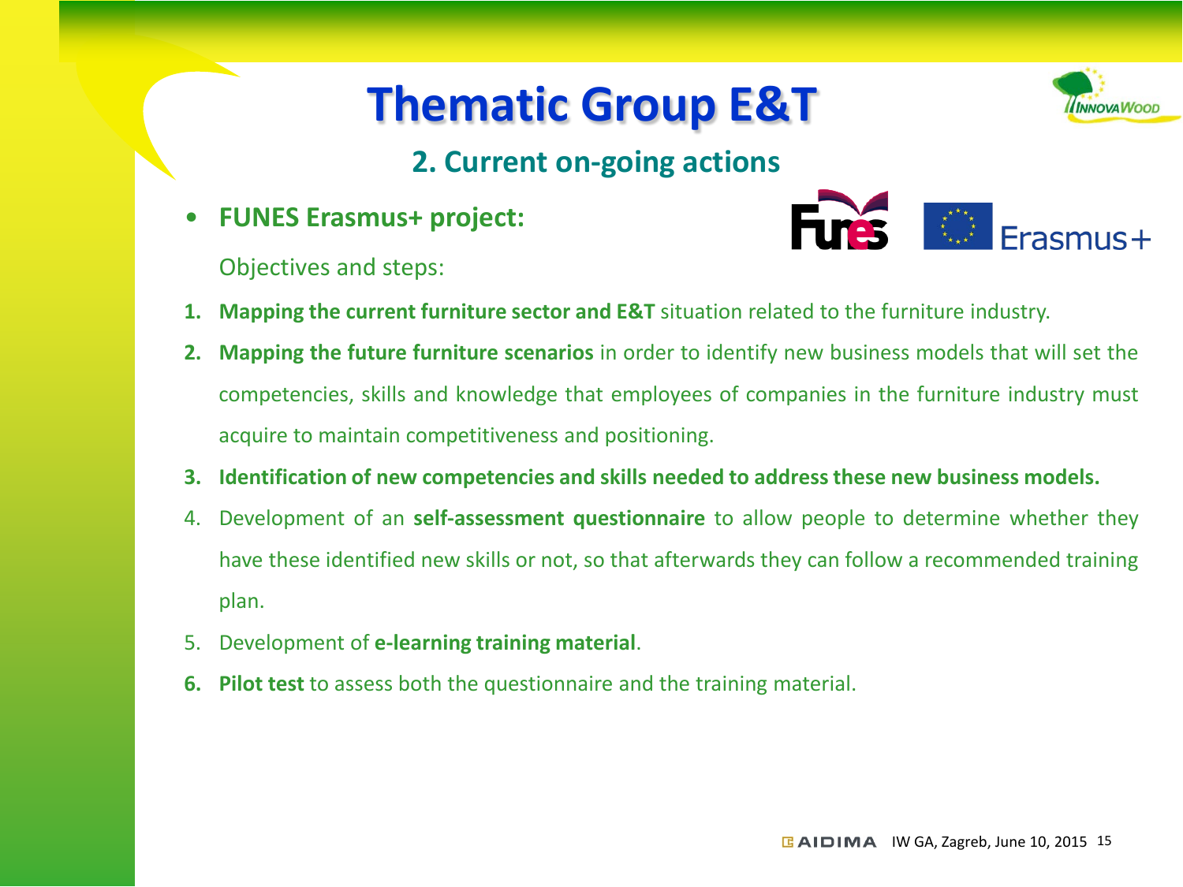# Thematic Group E&T

## 2. Current on-going actions

- **FUNES Erasmus+ project:**

  Objectives and steps:

1. **Mapping the current furniture sector and E&T** situation related to the furniture industry.
2. **Mapping the future furniture scenarios** in order to identify new business models that will set the competencies, skills and knowledge that employees of companies in the furniture industry must acquire to maintain competitiveness and positioning.
3. **Identification of new competencies and skills needed to address these new business models.**
4. Development of an **self-assessment questionnaire** to allow people to determine whether they have these identified new skills or not, so that afterwards they can follow a recommended training plan.
5. Development of **e-learning training material**.
6. **Pilot test** to assess both the questionnaire and the training material.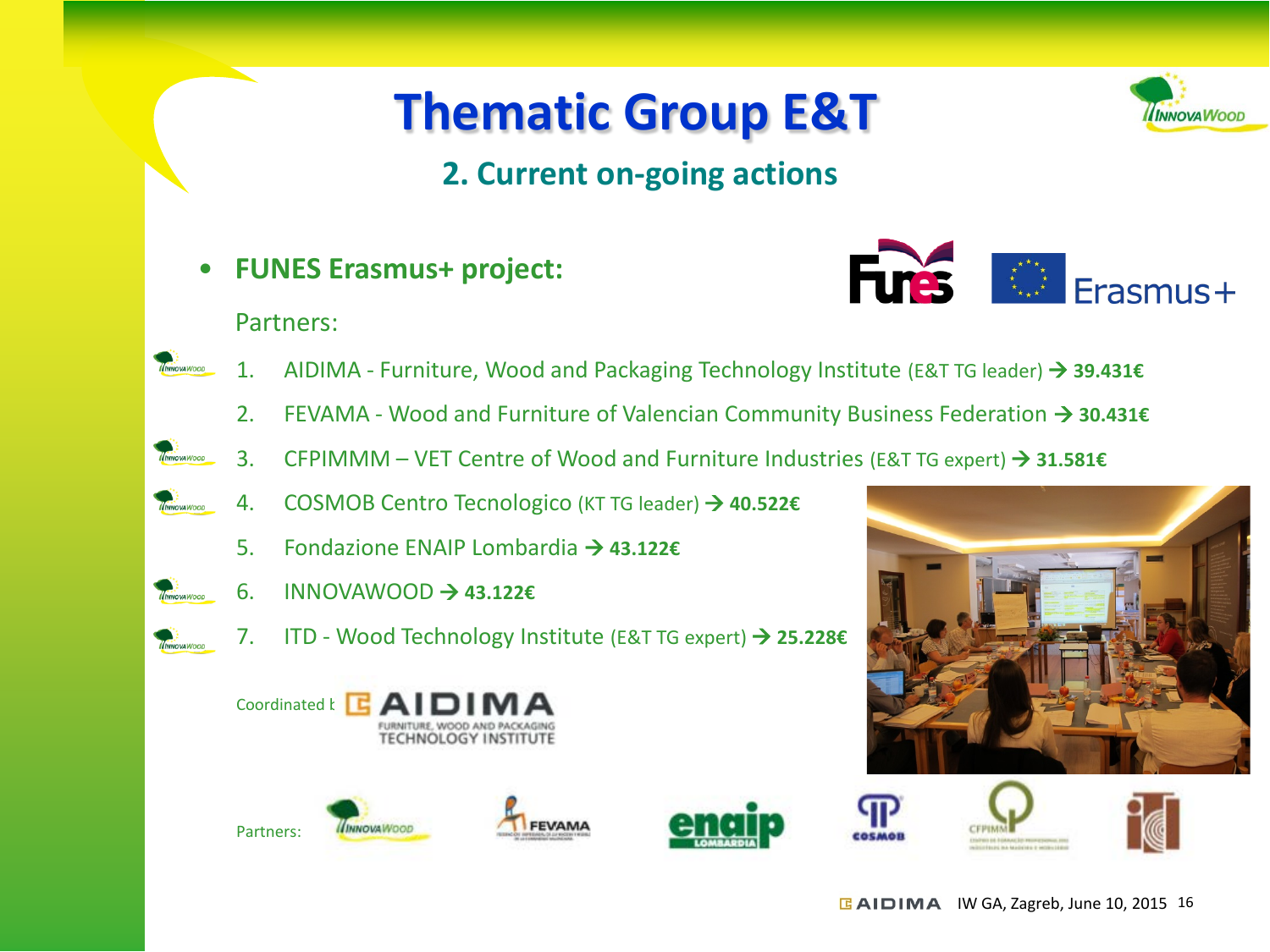# Thematic Group E&T

## 2. Current on-going actions

- **FUNES Erasmus+ project:**

  Partners:

  1. AIDIMA - Furniture, Wood and Packaging Technology Institute (E&T TG leader) → **39.431€**
  2. FEVAMA - Wood and Furniture of Valencian Community Business Federation → **30.431€**
  3. CFPIMMM – VET Centre of Wood and Furniture Industries (E&T TG expert) → **31.581€**
  4. COSMOB Centro Tecnologico (KT TG leader) → **40.522€**
  5. Fondazione ENAIP Lombardia → **43.122€**
  6. INNOVAWOOD → **43.122€**
  7. ITD - Wood Technology Institute (E&T TG expert) → **25.228€**

Coordinated by: AIDIMA – Furniture, Wood and Packaging Technology Institute

Partners: InnovaWood, FEVAMA, enaip Lombardia, COSMOB, CFPIMM, ITD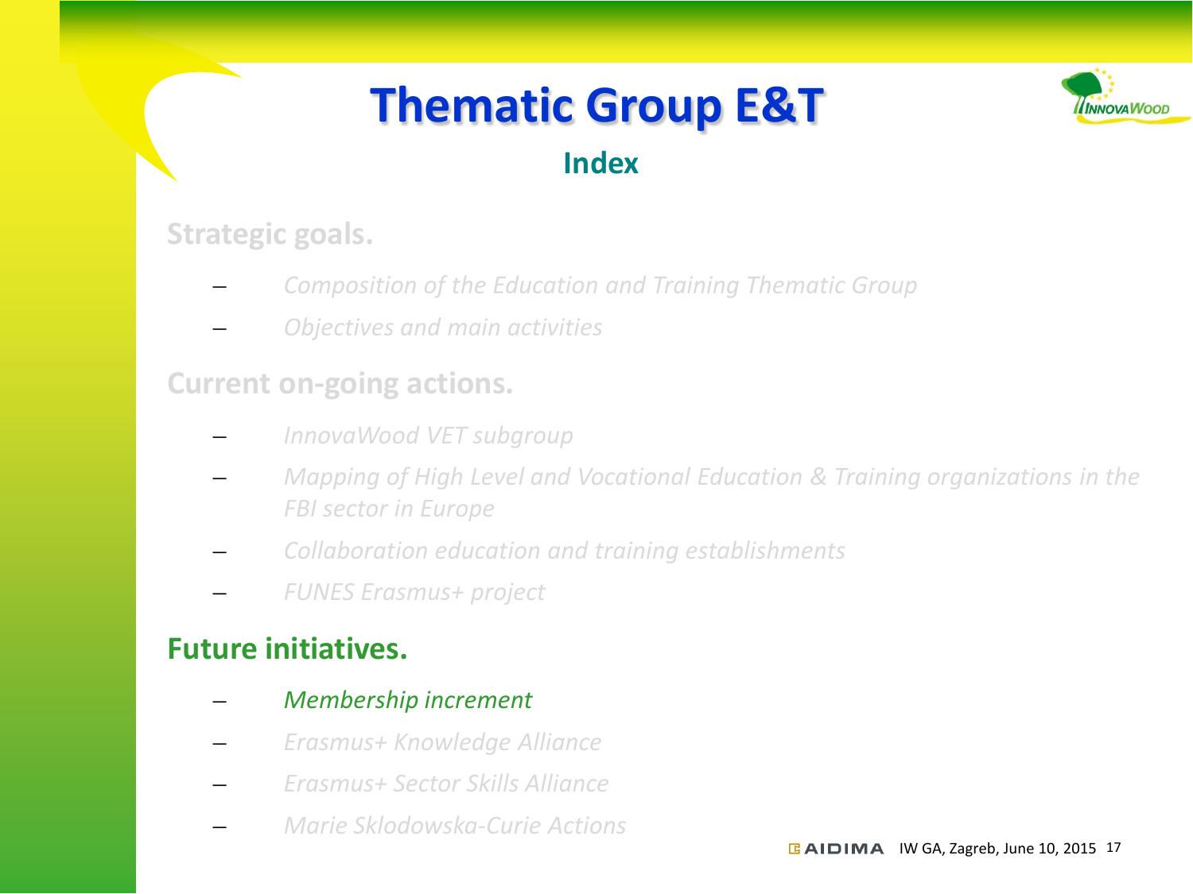# Thematic Group E&T

## Index

**Strategic goals.**

- *Composition of the Education and Training Thematic Group*
- *Objectives and main activities*

**Current on-going actions.**

- *InnovaWood VET subgroup*
- *Mapping of High Level and Vocational Education & Training organizations in the FBI sector in Europe*
- *Collaboration education and training establishments*
- *FUNES Erasmus+ project*

**Future initiatives.**

- *Membership increment*
- *Erasmus+ Knowledge Alliance*
- *Erasmus+ Sector Skills Alliance*
- *Marie Sklodowska-Curie Actions*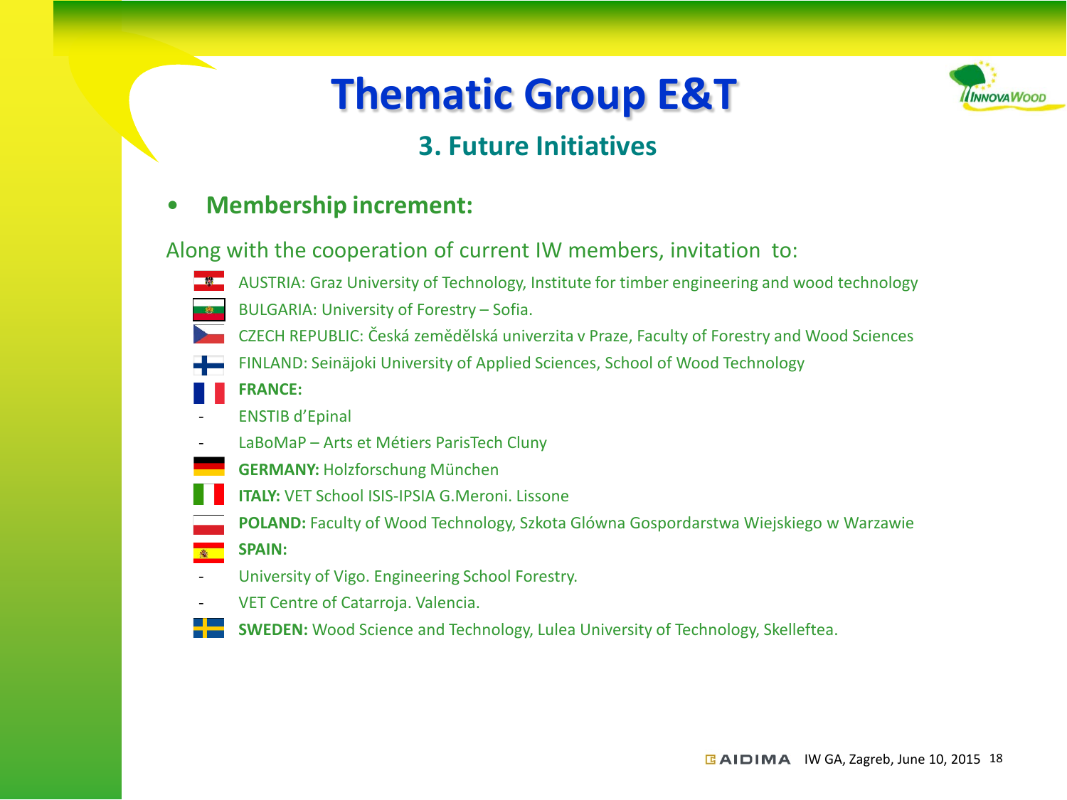# Thematic Group E&T

## 3. Future Initiatives

- **Membership increment:**

Along with the cooperation of current IW members, invitation to:

- AUSTRIA: Graz University of Technology, Institute for timber engineering and wood technology
- BULGARIA: University of Forestry – Sofia.
- CZECH REPUBLIC: Česká zemědělská univerzita v Praze, Faculty of Forestry and Wood Sciences
- FINLAND: Seinäjoki University of Applied Sciences, School of Wood Technology
- **FRANCE:**
  - ENSTIB d'Epinal
  - LaBoMaP – Arts et Métiers ParisTech Cluny
- **GERMANY:** Holzforschung München
- **ITALY:** VET School ISIS-IPSIA G.Meroni. Lissone
- **POLAND:** Faculty of Wood Technology, Szkota Glówna Gospordarstwa Wiejskiego w Warzawie
- **SPAIN:**
  - University of Vigo. Engineering School Forestry.
  - VET Centre of Catarroja. Valencia.
- **SWEDEN:** Wood Science and Technology, Lulea University of Technology, Skelleftea.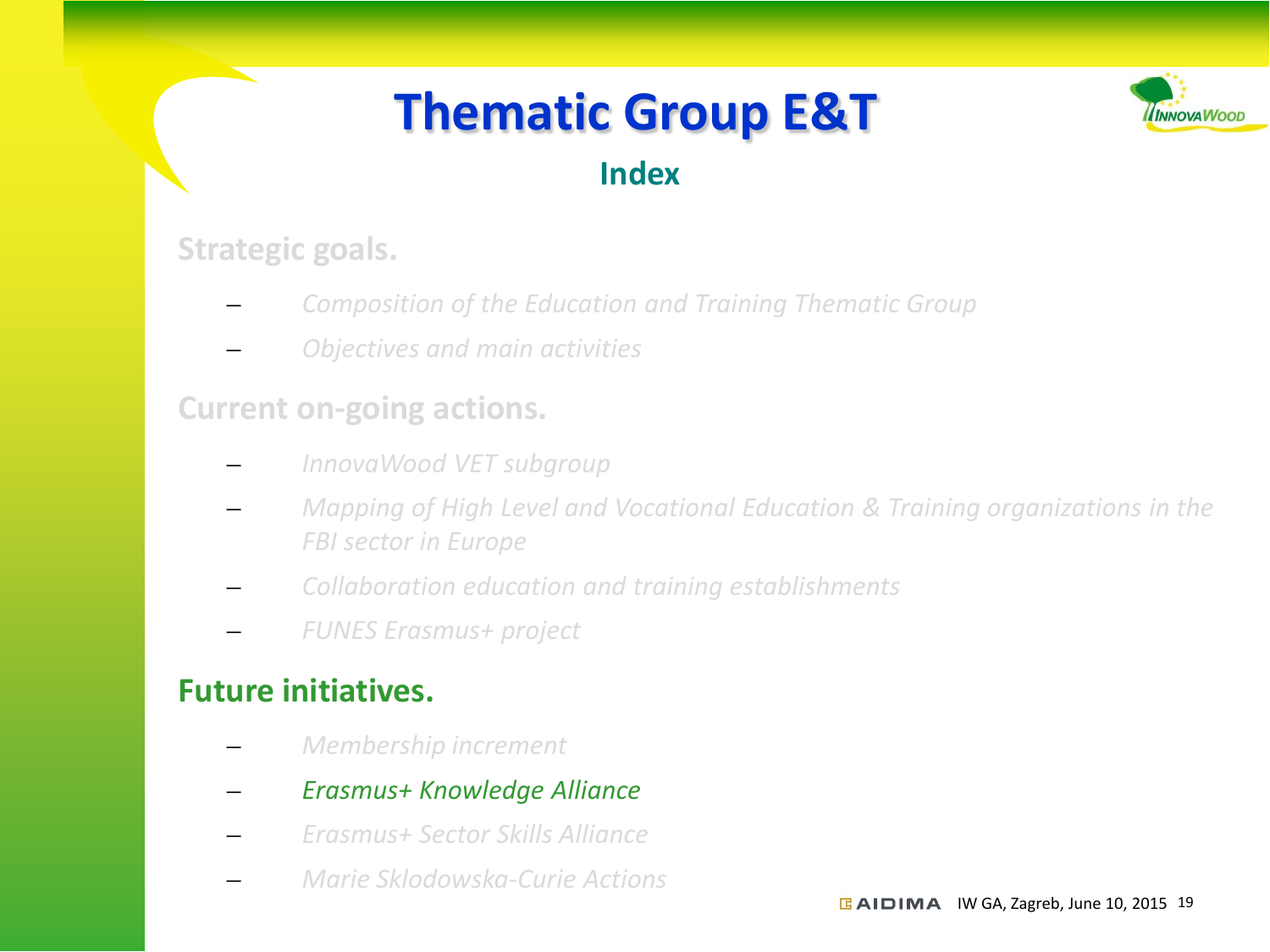# Thematic Group E&T

## Index

### Strategic goals.

- *Composition of the Education and Training Thematic Group*
- *Objectives and main activities*

### Current on-going actions.

- *InnovaWood VET subgroup*
- *Mapping of High Level and Vocational Education & Training organizations in the FBI sector in Europe*
- *Collaboration education and training establishments*
- *FUNES Erasmus+ project*

### Future initiatives.

- *Membership increment*
- *Erasmus+ Knowledge Alliance*
- *Erasmus+ Sector Skills Alliance*
- *Marie Sklodowska-Curie Actions*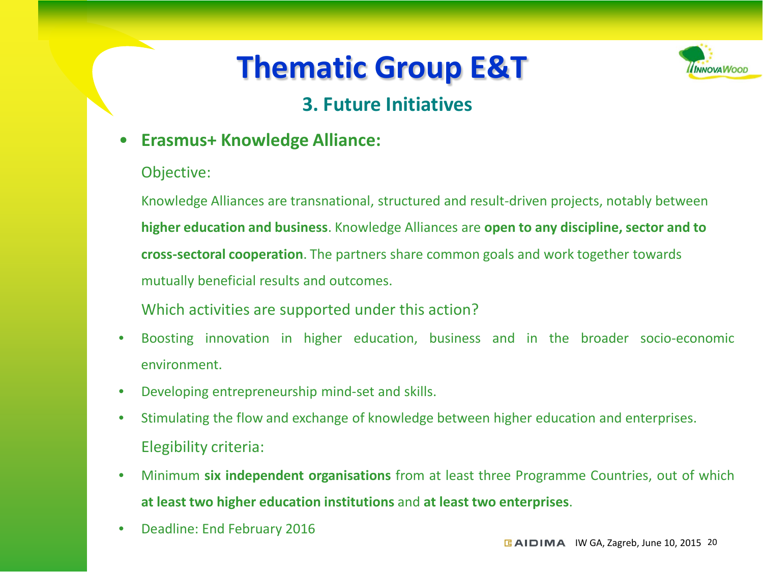# Thematic Group E&T

## 3. Future Initiatives

- **Erasmus+ Knowledge Alliance:**

  Objective:

  Knowledge Alliances are transnational, structured and result-driven projects, notably between **higher education and business**. Knowledge Alliances are **open to any discipline, sector and to cross-sectoral cooperation**. The partners share common goals and work together towards mutually beneficial results and outcomes.

  Which activities are supported under this action?

- Boosting innovation in higher education, business and in the broader socio-economic environment.
- Developing entrepreneurship mind-set and skills.
- Stimulating the flow and exchange of knowledge between higher education and enterprises.

  Elegibility criteria:

- Minimum **six independent organisations** from at least three Programme Countries, out of which **at least two higher education institutions** and **at least two enterprises**.
- Deadline: End February 2016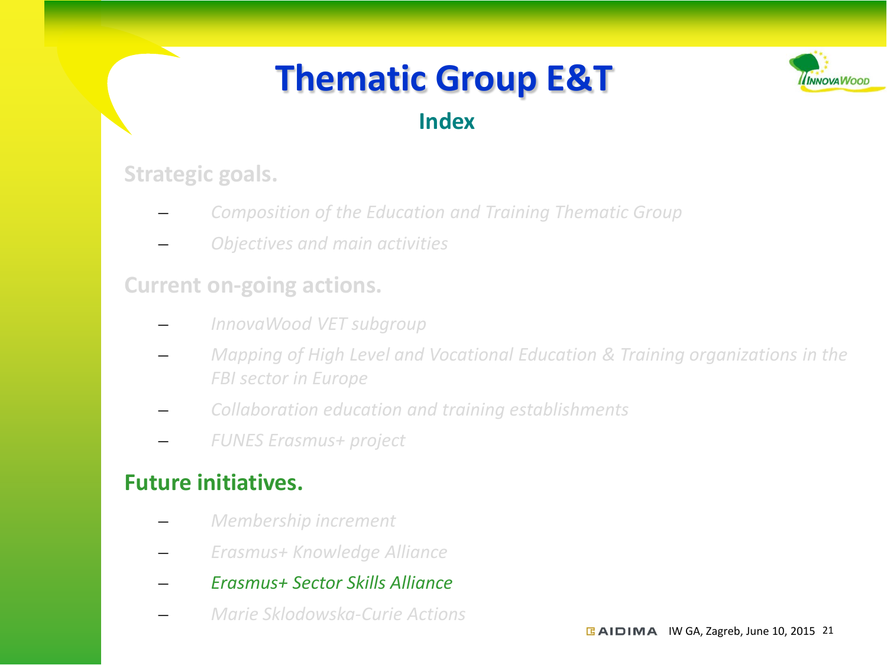# Thematic Group E&T

## Index

**Strategic goals.**

- *Composition of the Education and Training Thematic Group*
- *Objectives and main activities*

**Current on-going actions.**

- *InnovaWood VET subgroup*
- *Mapping of High Level and Vocational Education & Training organizations in the FBI sector in Europe*
- *Collaboration education and training establishments*
- *FUNES Erasmus+ project*

**Future initiatives.**

- *Membership increment*
- *Erasmus+ Knowledge Alliance*
- *Erasmus+ Sector Skills Alliance*
- *Marie Sklodowska-Curie Actions*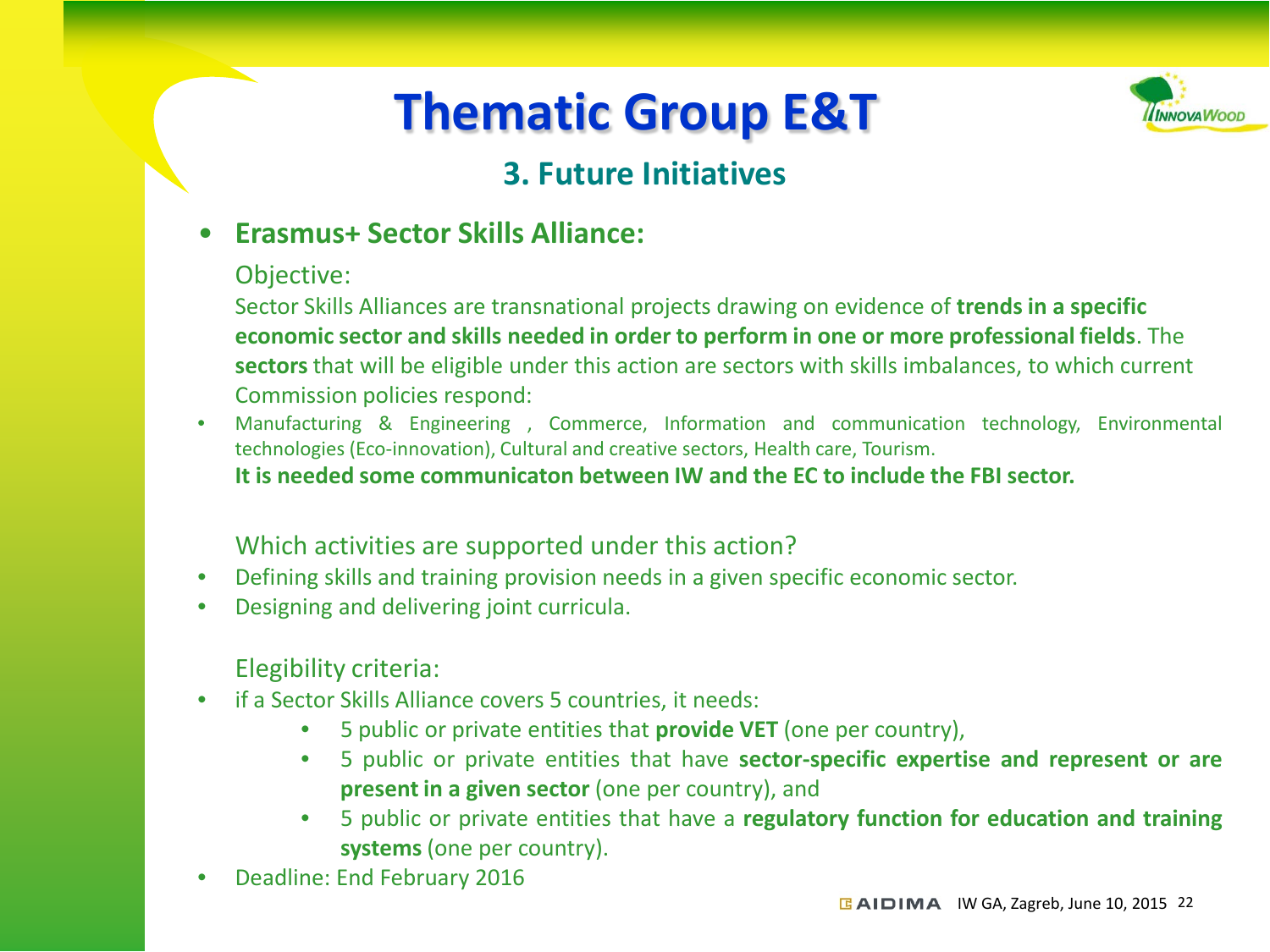# Thematic Group E&T

## 3. Future Initiatives

- **Erasmus+ Sector Skills Alliance:**

  Objective:

  Sector Skills Alliances are transnational projects drawing on evidence of **trends in a specific economic sector and skills needed in order to perform in one or more professional fields**. The **sectors** that will be eligible under this action are sectors with skills imbalances, to which current Commission policies respond:

- Manufacturing & Engineering , Commerce, Information and communication technology, Environmental technologies (Eco-innovation), Cultural and creative sectors, Health care, Tourism.

  **It is needed some communicaton between IW and the EC to include the FBI sector.**

  Which activities are supported under this action?

- Defining skills and training provision needs in a given specific economic sector.
- Designing and delivering joint curricula.

  Elegibility criteria:

- if a Sector Skills Alliance covers 5 countries, it needs:
  - 5 public or private entities that **provide VET** (one per country),
  - 5 public or private entities that have **sector-specific expertise and represent or are present in a given sector** (one per country), and
  - 5 public or private entities that have a **regulatory function for education and training systems** (one per country).
- Deadline: End February 2016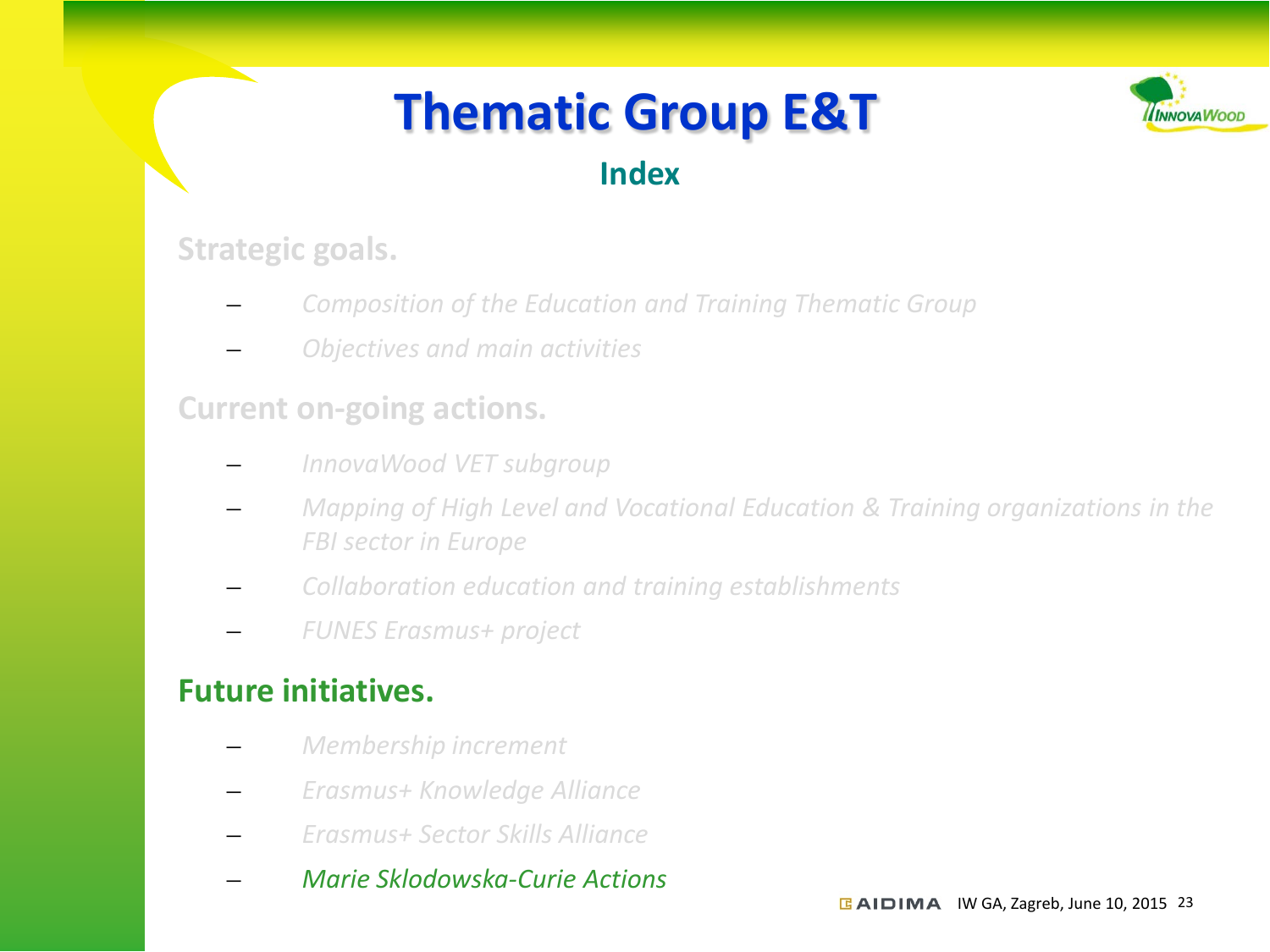# Thematic Group E&T

## Index

### Strategic goals.

- *Composition of the Education and Training Thematic Group*
- *Objectives and main activities*

### Current on-going actions.

- *InnovaWood VET subgroup*
- *Mapping of High Level and Vocational Education & Training organizations in the FBI sector in Europe*
- *Collaboration education and training establishments*
- *FUNES Erasmus+ project*

### Future initiatives.

- *Membership increment*
- *Erasmus+ Knowledge Alliance*
- *Erasmus+ Sector Skills Alliance*
- *Marie Sklodowska-Curie Actions*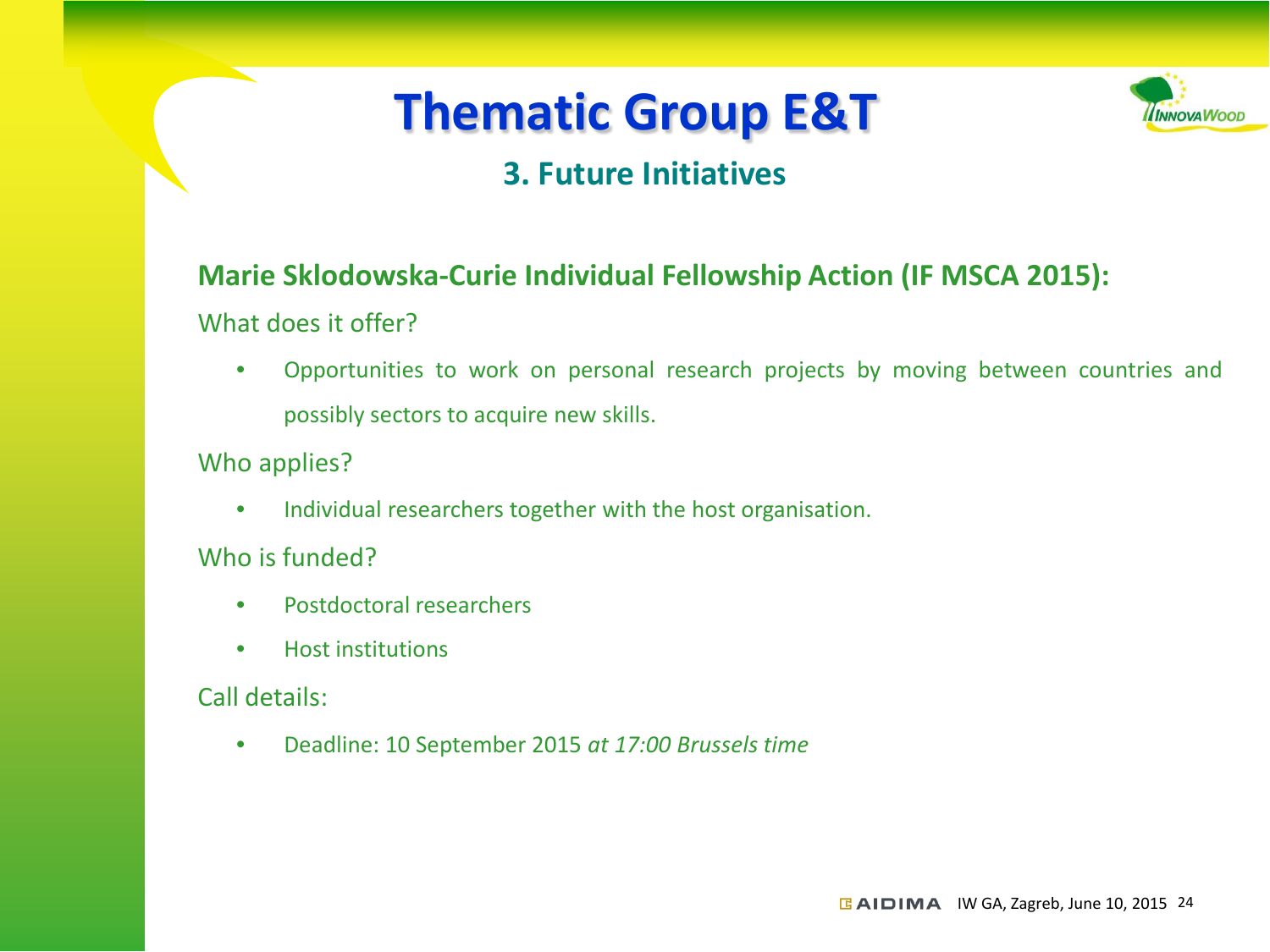# Thematic Group E&T

## 3. Future Initiatives

**Marie Sklodowska-Curie Individual Fellowship Action (IF MSCA 2015):**

What does it offer?

- Opportunities to work on personal research projects by moving between countries and possibly sectors to acquire new skills.

Who applies?

- Individual researchers together with the host organisation.

Who is funded?

- Postdoctoral researchers
- Host institutions

Call details:

- Deadline: 10 September 2015 *at 17:00 Brussels time*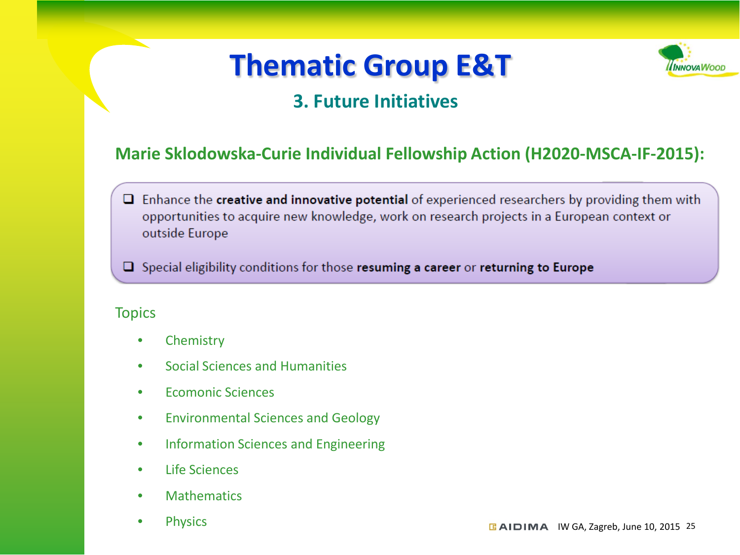# Thematic Group E&T

## 3. Future Initiatives

### Marie Sklodowska-Curie Individual Fellowship Action (H2020-MSCA-IF-2015):

- Enhance the **creative and innovative potential** of experienced researchers by providing them with opportunities to acquire new knowledge, work on research projects in a European context or outside Europe
- Special eligibility conditions for those **resuming a career** or **returning to Europe**

Topics

- Chemistry
- Social Sciences and Humanities
- Ecomonic Sciences
- Environmental Sciences and Geology
- Information Sciences and Engineering
- Life Sciences
- Mathematics
- Physics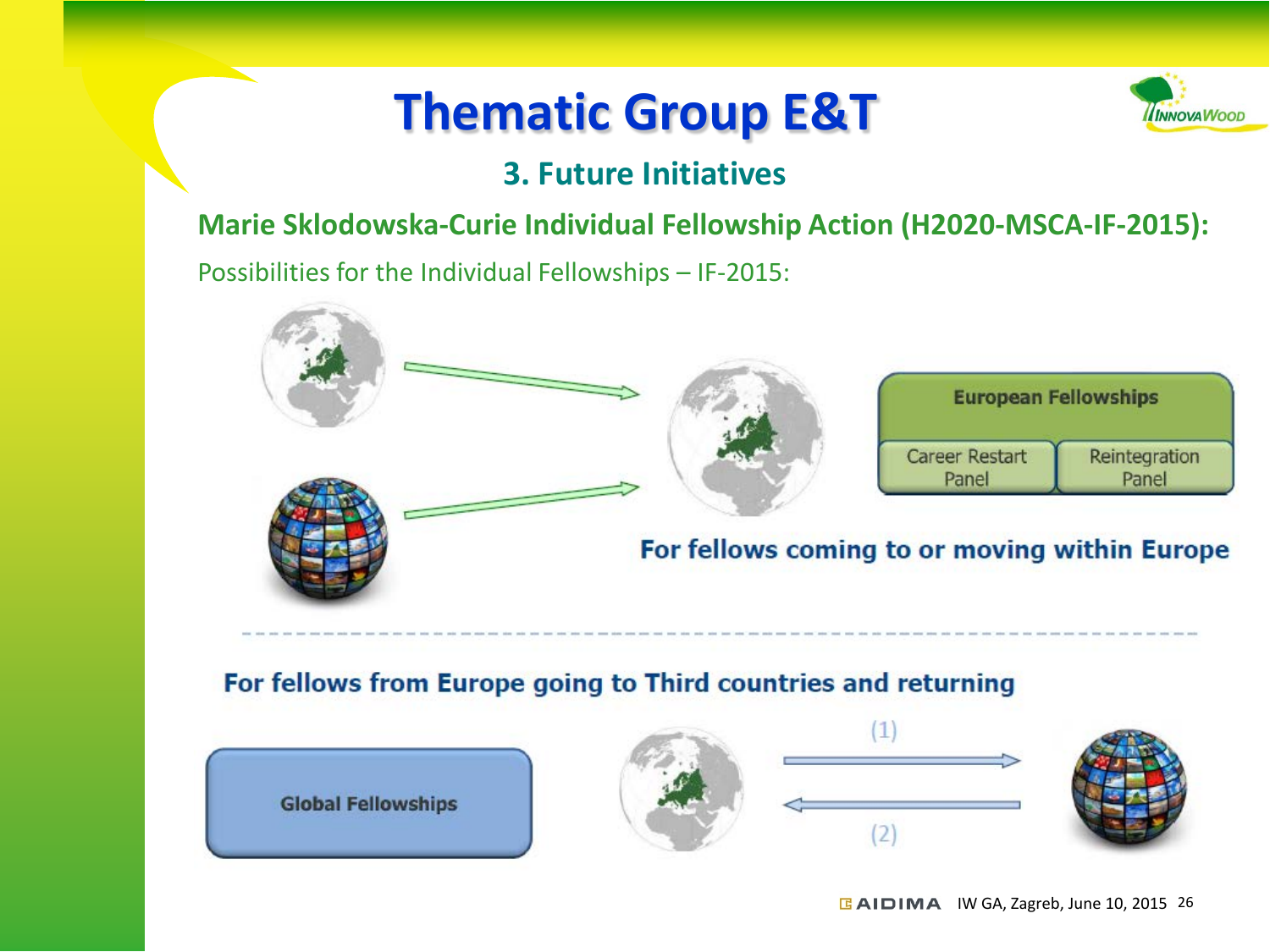# Thematic Group E&T

## 3. Future Initiatives

**Marie Sklodowska-Curie Individual Fellowship Action (H2020-MSCA-IF-2015):**

Possibilities for the Individual Fellowships – IF-2015:

**European Fellowships**

Career Restart Panel | Reintegration Panel

**For fellows coming to or moving within Europe**

**For fellows from Europe going to Third countries and returning**

**Global Fellowships**

(1)

(2)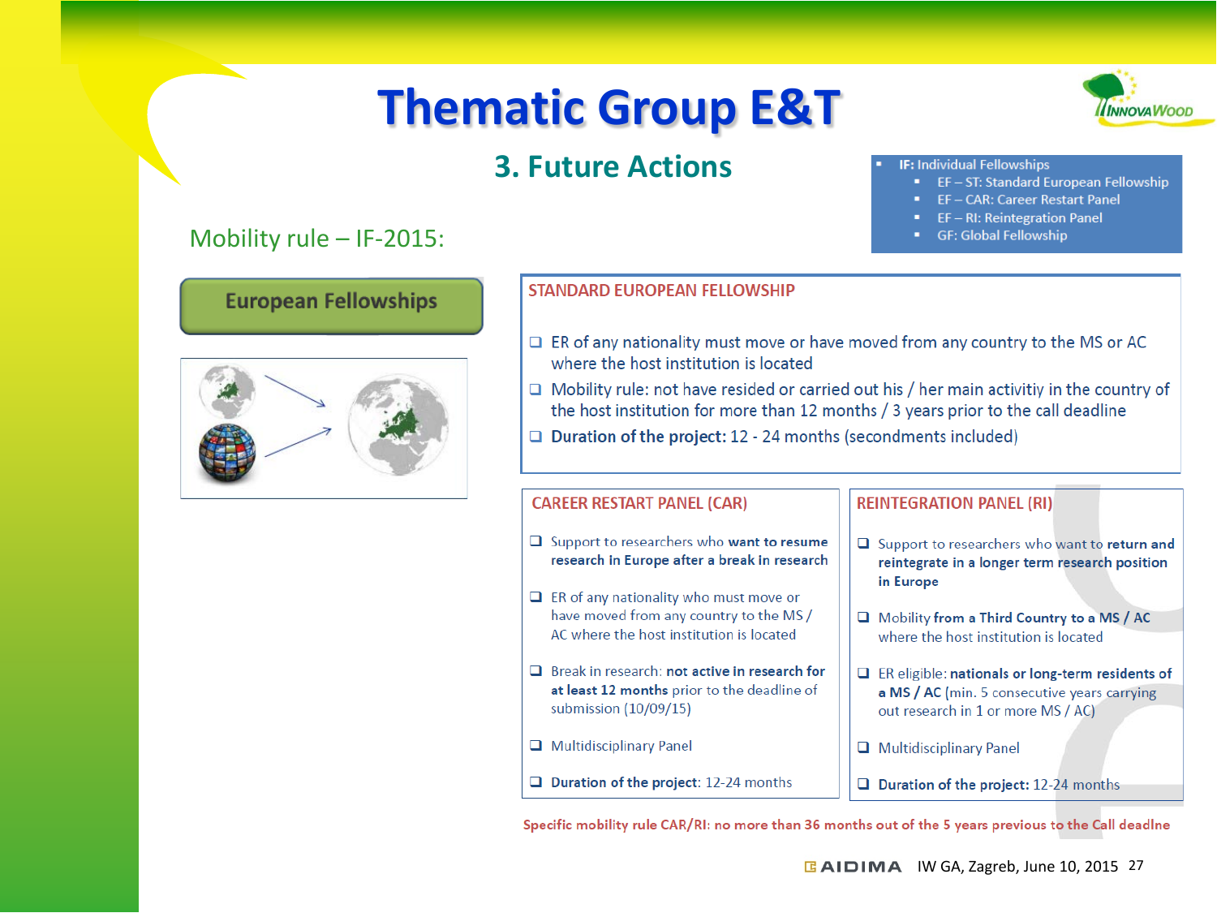# Thematic Group E&T

## 3. Future Actions

- **IF:** Individual Fellowships
  - EF – ST: Standard European Fellowship
  - EF – CAR: Career Restart Panel
  - EF – RI: Reintegration Panel
  - GF: Global Fellowship

### Mobility rule – IF-2015:

**European Fellowships**

#### STANDARD EUROPEAN FELLOWSHIP

- ER of any nationality must move or have moved from any country to the MS or AC where the host institution is located
- Mobility rule: not have resided or carried out his / her main activitiy in the country of the host institution for more than 12 months / 3 years prior to the call deadline
- **Duration of the project:** 12 - 24 months (secondments included)

#### CAREER RESTART PANEL (CAR)

- Support to researchers who **want to resume research in Europe after a break in research**
- ER of any nationality who must move or have moved from any country to the MS / AC where the host institution is located
- Break in research: **not active in research for at least 12 months** prior to the deadline of submission (10/09/15)
- Multidisciplinary Panel
- **Duration of the project**: 12-24 months

#### REINTEGRATION PANEL (RI)

- Support to researchers who **want to return and reintegrate in a longer term research position in Europe**
- Mobility **from a Third Country to a MS / AC** where the host institution is located
- ER eligible: **nationals or long-term residents of a MS / AC** (min. 5 consecutive years carrying out research in 1 or more MS / AC)
- Multidisciplinary Panel
- **Duration of the project:** 12-24 months

**Specific mobility rule CAR/RI: no more than 36 months out of the 5 years previous to the Call deadlne**

AIDIMA IW GA, Zagreb, June 10, 2015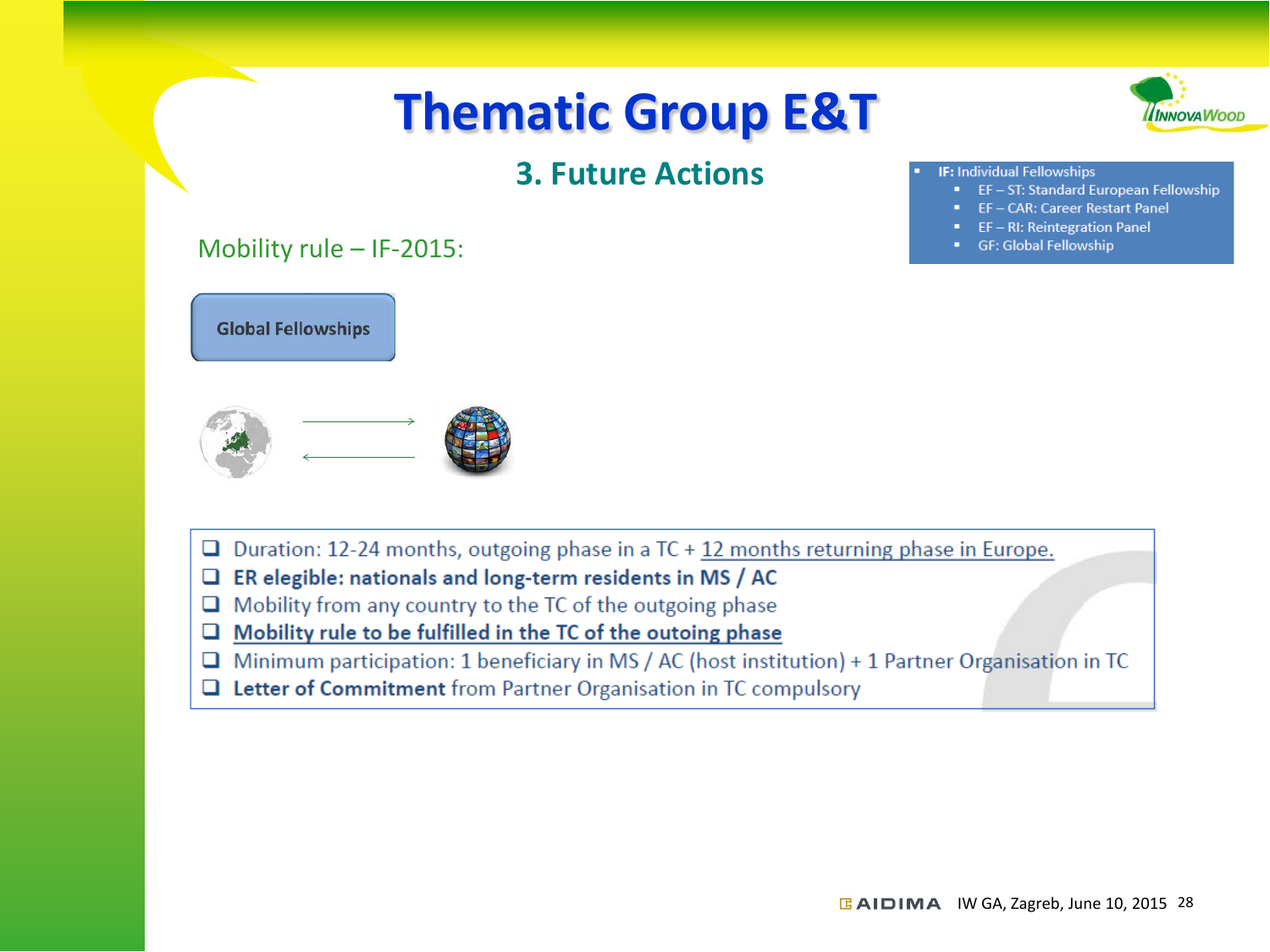# Thematic Group E&T

## 3. Future Actions

- **IF:** Individual Fellowships
  - EF – ST: Standard European Fellowship
  - EF – CAR: Career Restart Panel
  - EF – RI: Reintegration Panel
  - GF: Global Fellowship

Mobility rule – IF-2015:

**Global Fellowships**

- Duration: 12-24 months, outgoing phase in a TC + 12 months returning phase in Europe.
- **ER elegible: nationals and long-term residents in MS / AC**
- Mobility from any country to the TC of the outgoing phase
- **Mobility rule to be fulfilled in the TC of the outoing phase**
- Minimum participation: 1 beneficiary in MS / AC (host institution) + 1 Partner Organisation in TC
- **Letter of Commitment** from Partner Organisation in TC compulsory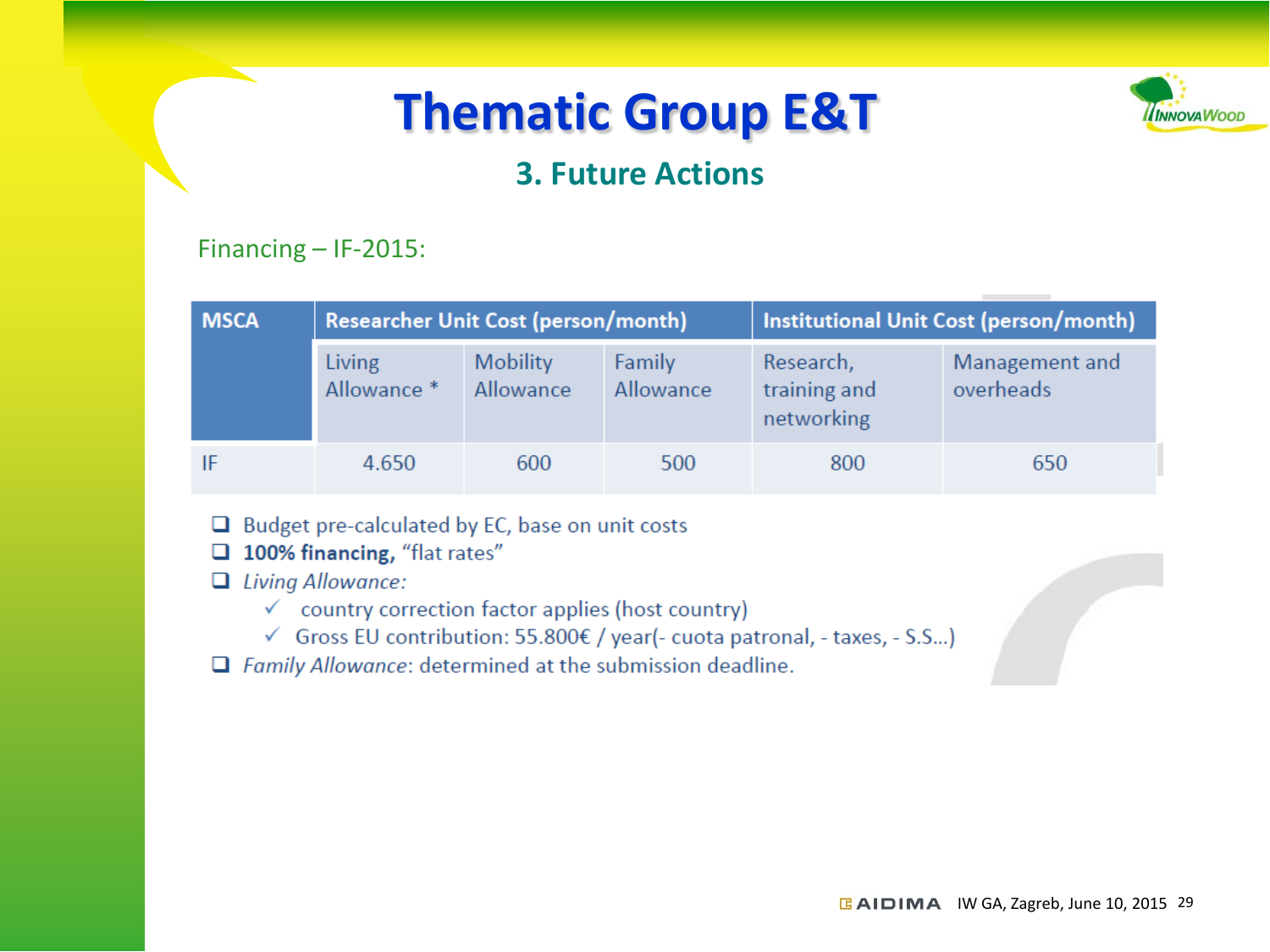# Thematic Group E&T

## 3. Future Actions

Financing – IF-2015:

| MSCA | Researcher Unit Cost (person/month) | | | Institutional Unit Cost (person/month) | |
|---|---|---|---|---|---|
| | Living Allowance * | Mobility Allowance | Family Allowance | Research, training and networking | Management and overheads |
| IF | 4.650 | 600 | 500 | 800 | 650 |

- Budget pre-calculated by EC, base on unit costs
- **100% financing,** "flat rates"
- *Living Allowance:*
  - ✓ country correction factor applies (host country)
  - ✓ Gross EU contribution: 55.800€ / year(- cuota patronal, - taxes, - S.S...)
- *Family Allowance*: determined at the submission deadline.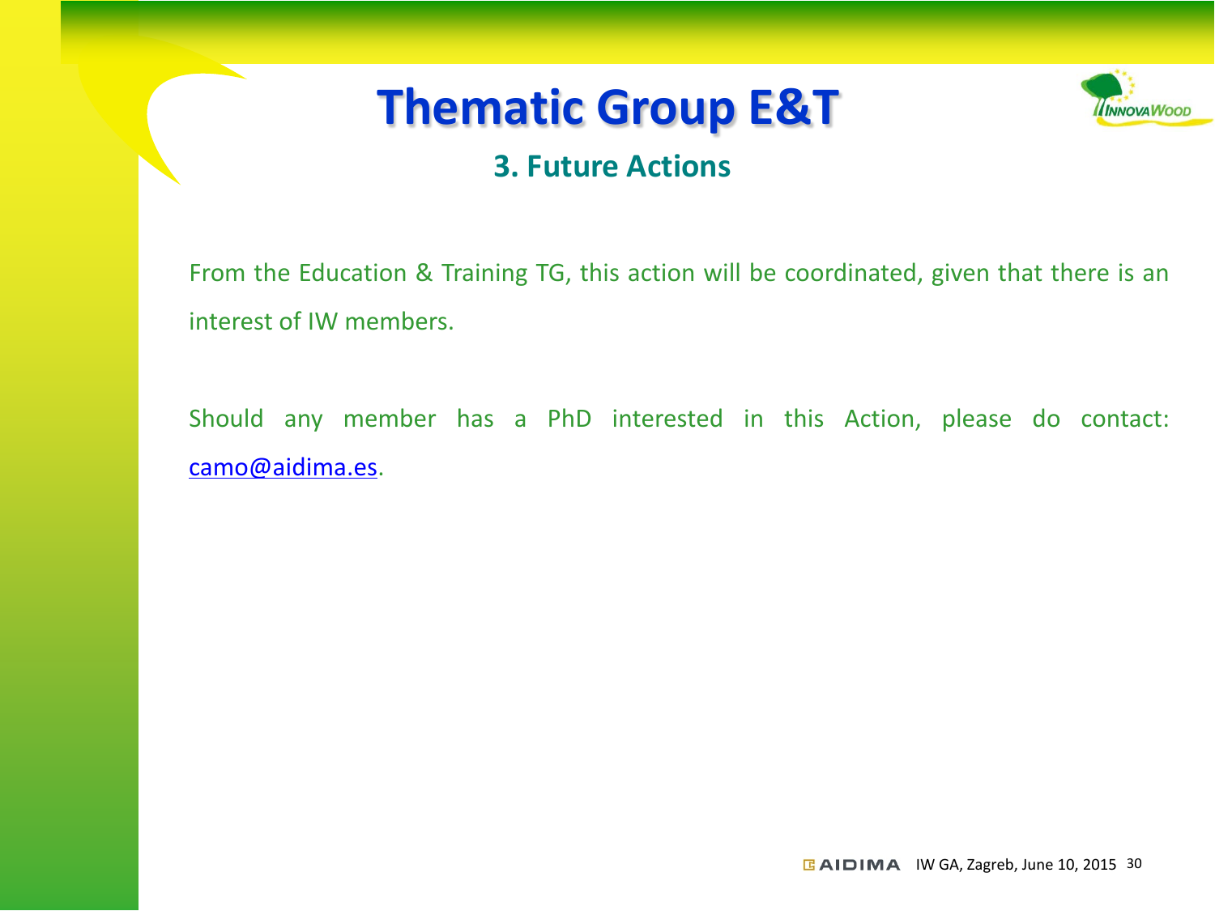# Thematic Group E&T

## 3. Future Actions

From the Education & Training TG, this action will be coordinated, given that there is an interest of IW members.

Should any member has a PhD interested in this Action, please do contact: camo@aidima.es.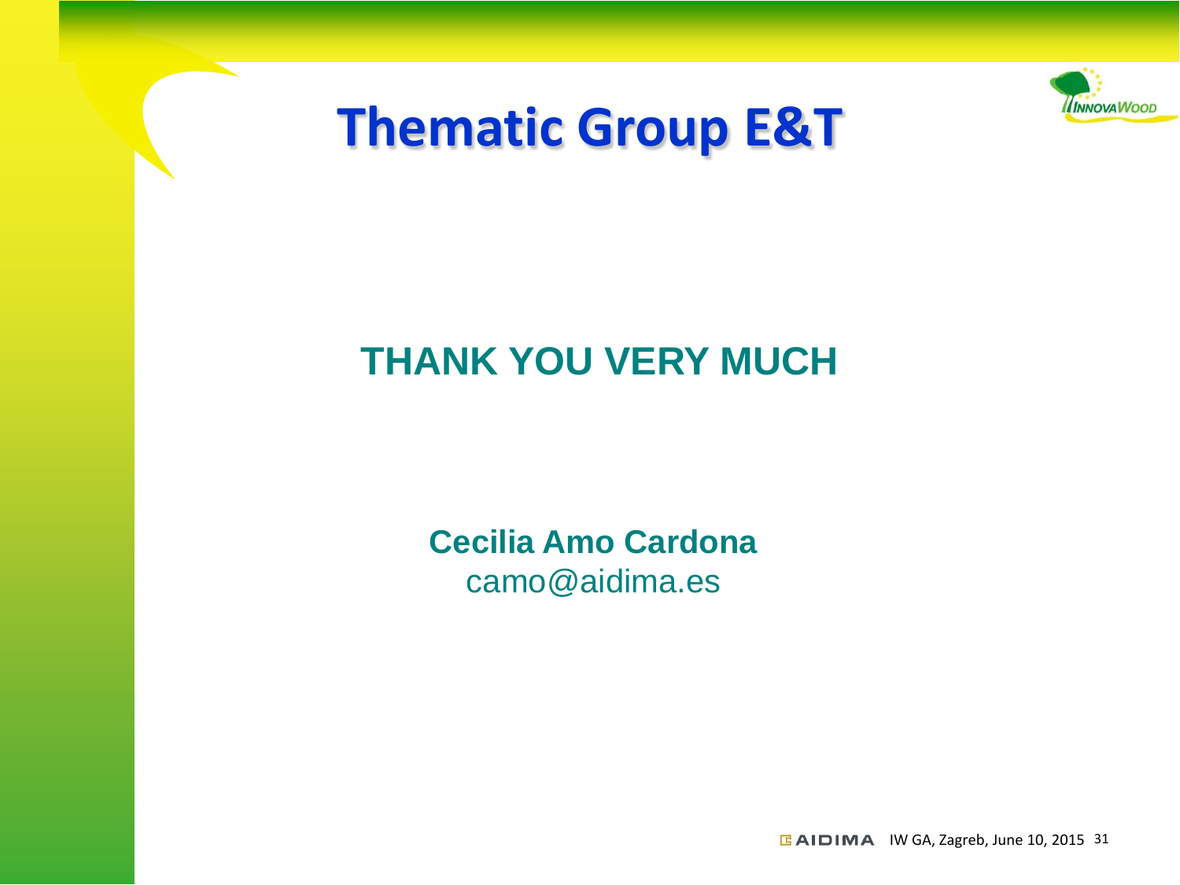# Thematic Group E&T

## THANK YOU VERY MUCH

**Cecilia Amo Cardona**
camo@aidima.es